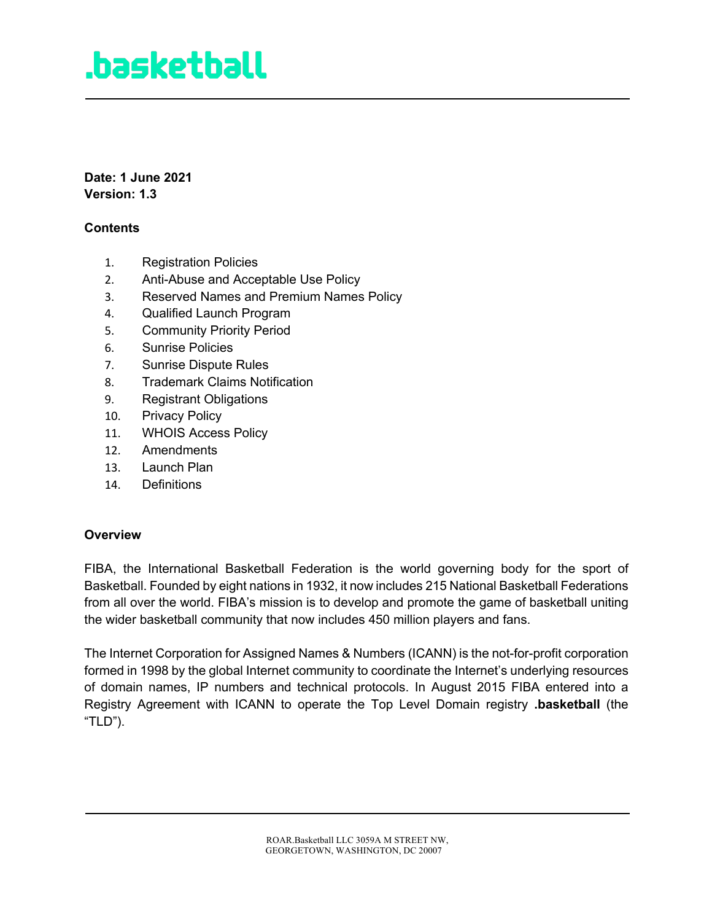# .basketball

**Date: 1 June 2021**
**Version: 1.3**

**Contents**

1. Registration Policies
2. Anti-Abuse and Acceptable Use Policy
3. Reserved Names and Premium Names Policy
4. Qualified Launch Program
5. Community Priority Period
6. Sunrise Policies
7. Sunrise Dispute Rules
8. Trademark Claims Notification
9. Registrant Obligations
10. Privacy Policy
11. WHOIS Access Policy
12. Amendments
13. Launch Plan
14. Definitions

**Overview**

FIBA, the International Basketball Federation is the world governing body for the sport of Basketball. Founded by eight nations in 1932, it now includes 215 National Basketball Federations from all over the world. FIBA's mission is to develop and promote the game of basketball uniting the wider basketball community that now includes 450 million players and fans.

The Internet Corporation for Assigned Names & Numbers (ICANN) is the not-for-profit corporation formed in 1998 by the global Internet community to coordinate the Internet's underlying resources of domain names, IP numbers and technical protocols. In August 2015 FIBA entered into a Registry Agreement with ICANN to operate the Top Level Domain registry **.basketball** (the "TLD").

ROAR.Basketball LLC 3059A M STREET NW,
GEORGETOWN, WASHINGTON, DC 20007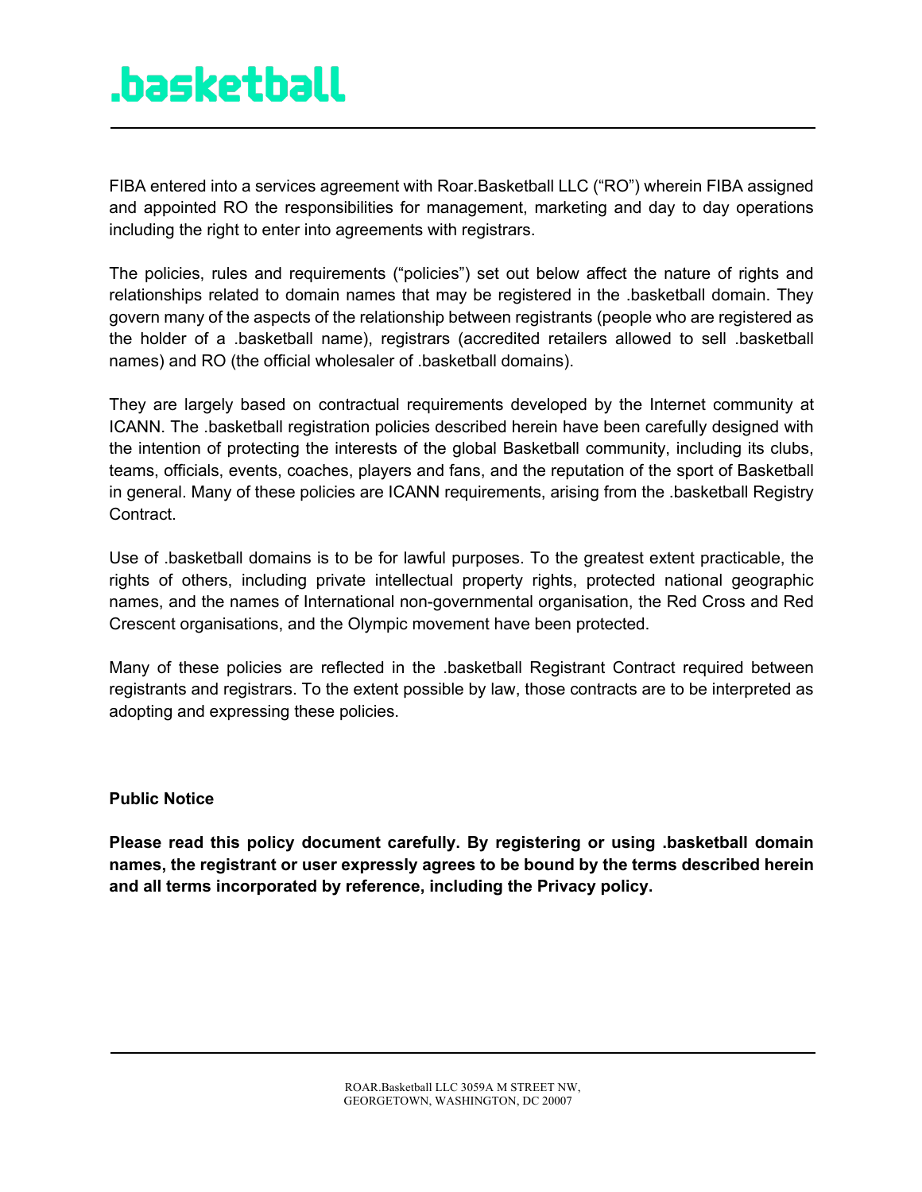FIBA entered into a services agreement with Roar.Basketball LLC ("RO") wherein FIBA assigned and appointed RO the responsibilities for management, marketing and day to day operations including the right to enter into agreements with registrars.

The policies, rules and requirements ("policies") set out below affect the nature of rights and relationships related to domain names that may be registered in the .basketball domain. They govern many of the aspects of the relationship between registrants (people who are registered as the holder of a .basketball name), registrars (accredited retailers allowed to sell .basketball names) and RO (the official wholesaler of .basketball domains).

They are largely based on contractual requirements developed by the Internet community at ICANN. The .basketball registration policies described herein have been carefully designed with the intention of protecting the interests of the global Basketball community, including its clubs, teams, officials, events, coaches, players and fans, and the reputation of the sport of Basketball in general. Many of these policies are ICANN requirements, arising from the .basketball Registry Contract.

Use of .basketball domains is to be for lawful purposes. To the greatest extent practicable, the rights of others, including private intellectual property rights, protected national geographic names, and the names of International non-governmental organisation, the Red Cross and Red Crescent organisations, and the Olympic movement have been protected.

Many of these policies are reflected in the .basketball Registrant Contract required between registrants and registrars. To the extent possible by law, those contracts are to be interpreted as adopting and expressing these policies.

**Public Notice**

**Please read this policy document carefully. By registering or using .basketball domain names, the registrant or user expressly agrees to be bound by the terms described herein and all terms incorporated by reference, including the Privacy policy.**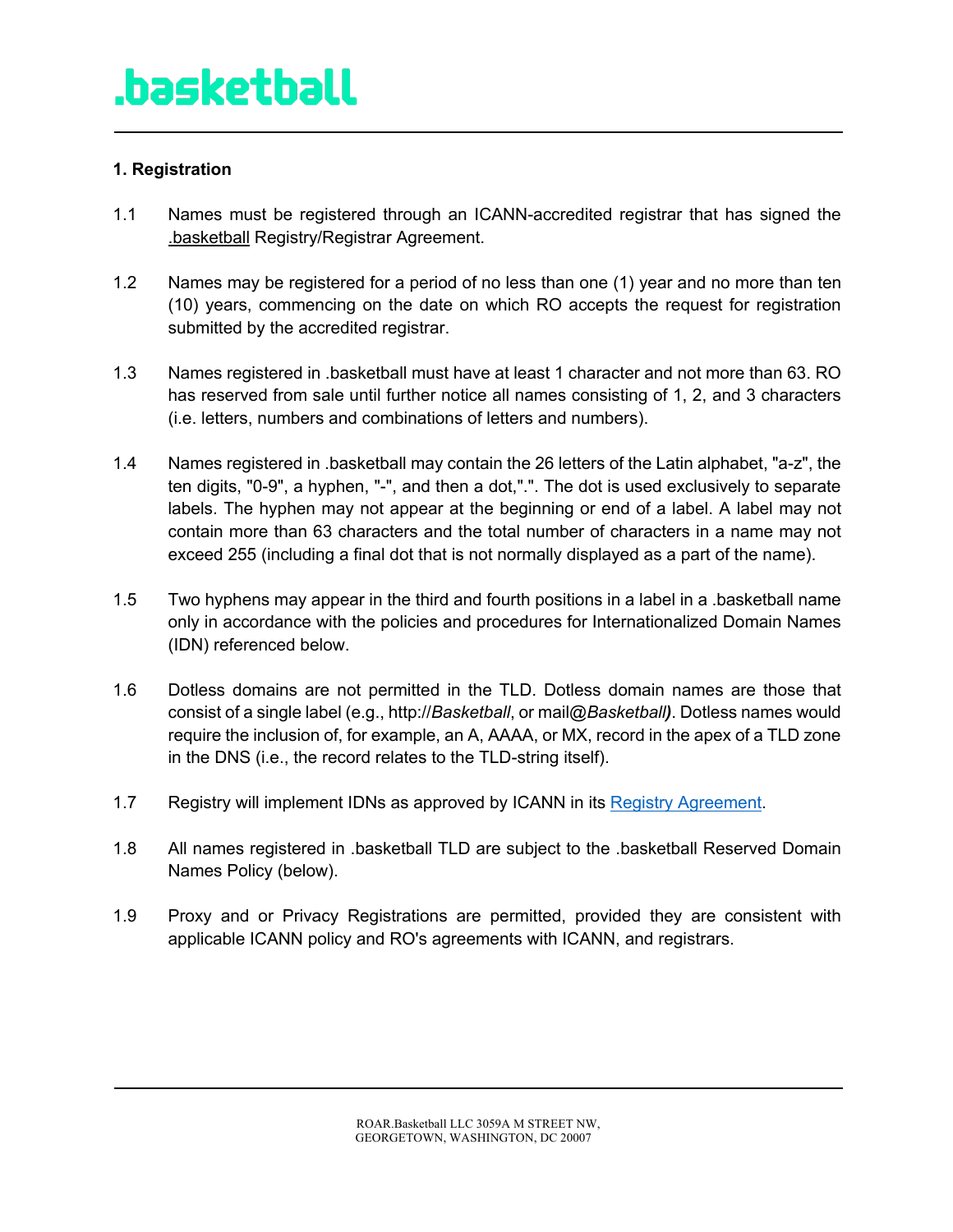## 1. Registration

1.1 Names must be registered through an ICANN-accredited registrar that has signed the .basketball Registry/Registrar Agreement.

1.2 Names may be registered for a period of no less than one (1) year and no more than ten (10) years, commencing on the date on which RO accepts the request for registration submitted by the accredited registrar.

1.3 Names registered in .basketball must have at least 1 character and not more than 63. RO has reserved from sale until further notice all names consisting of 1, 2, and 3 characters (i.e. letters, numbers and combinations of letters and numbers).

1.4 Names registered in .basketball may contain the 26 letters of the Latin alphabet, "a-z", the ten digits, "0-9", a hyphen, "-", and then a dot,".". The dot is used exclusively to separate labels. The hyphen may not appear at the beginning or end of a label. A label may not contain more than 63 characters and the total number of characters in a name may not exceed 255 (including a final dot that is not normally displayed as a part of the name).

1.5 Two hyphens may appear in the third and fourth positions in a label in a .basketball name only in accordance with the policies and procedures for Internationalized Domain Names (IDN) referenced below.

1.6 Dotless domains are not permitted in the TLD. Dotless domain names are those that consist of a single label (e.g., http://*Basketball*, or mail@*Basketball)*. Dotless names would require the inclusion of, for example, an A, AAAA, or MX, record in the apex of a TLD zone in the DNS (i.e., the record relates to the TLD-string itself).

1.7 Registry will implement IDNs as approved by ICANN in its Registry Agreement.

1.8 All names registered in .basketball TLD are subject to the .basketball Reserved Domain Names Policy (below).

1.9 Proxy and or Privacy Registrations are permitted, provided they are consistent with applicable ICANN policy and RO's agreements with ICANN, and registrars.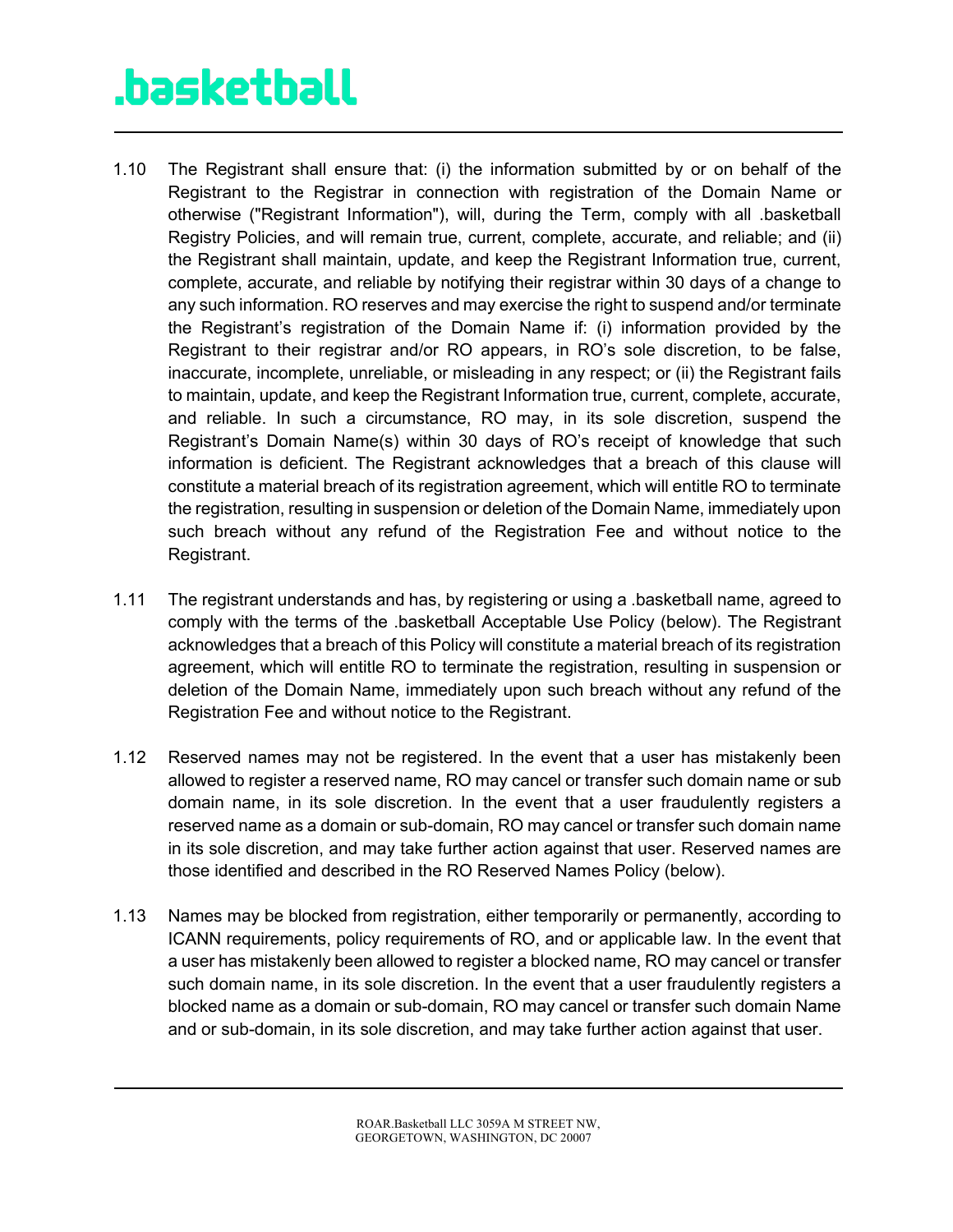1.10 The Registrant shall ensure that: (i) the information submitted by or on behalf of the Registrant to the Registrar in connection with registration of the Domain Name or otherwise ("Registrant Information"), will, during the Term, comply with all .basketball Registry Policies, and will remain true, current, complete, accurate, and reliable; and (ii) the Registrant shall maintain, update, and keep the Registrant Information true, current, complete, accurate, and reliable by notifying their registrar within 30 days of a change to any such information. RO reserves and may exercise the right to suspend and/or terminate the Registrant's registration of the Domain Name if: (i) information provided by the Registrant to their registrar and/or RO appears, in RO's sole discretion, to be false, inaccurate, incomplete, unreliable, or misleading in any respect; or (ii) the Registrant fails to maintain, update, and keep the Registrant Information true, current, complete, accurate, and reliable. In such a circumstance, RO may, in its sole discretion, suspend the Registrant's Domain Name(s) within 30 days of RO's receipt of knowledge that such information is deficient. The Registrant acknowledges that a breach of this clause will constitute a material breach of its registration agreement, which will entitle RO to terminate the registration, resulting in suspension or deletion of the Domain Name, immediately upon such breach without any refund of the Registration Fee and without notice to the Registrant.

1.11 The registrant understands and has, by registering or using a .basketball name, agreed to comply with the terms of the .basketball Acceptable Use Policy (below). The Registrant acknowledges that a breach of this Policy will constitute a material breach of its registration agreement, which will entitle RO to terminate the registration, resulting in suspension or deletion of the Domain Name, immediately upon such breach without any refund of the Registration Fee and without notice to the Registrant.

1.12 Reserved names may not be registered. In the event that a user has mistakenly been allowed to register a reserved name, RO may cancel or transfer such domain name or sub domain name, in its sole discretion. In the event that a user fraudulently registers a reserved name as a domain or sub-domain, RO may cancel or transfer such domain name in its sole discretion, and may take further action against that user. Reserved names are those identified and described in the RO Reserved Names Policy (below).

1.13 Names may be blocked from registration, either temporarily or permanently, according to ICANN requirements, policy requirements of RO, and or applicable law. In the event that a user has mistakenly been allowed to register a blocked name, RO may cancel or transfer such domain name, in its sole discretion. In the event that a user fraudulently registers a blocked name as a domain or sub-domain, RO may cancel or transfer such domain Name and or sub-domain, in its sole discretion, and may take further action against that user.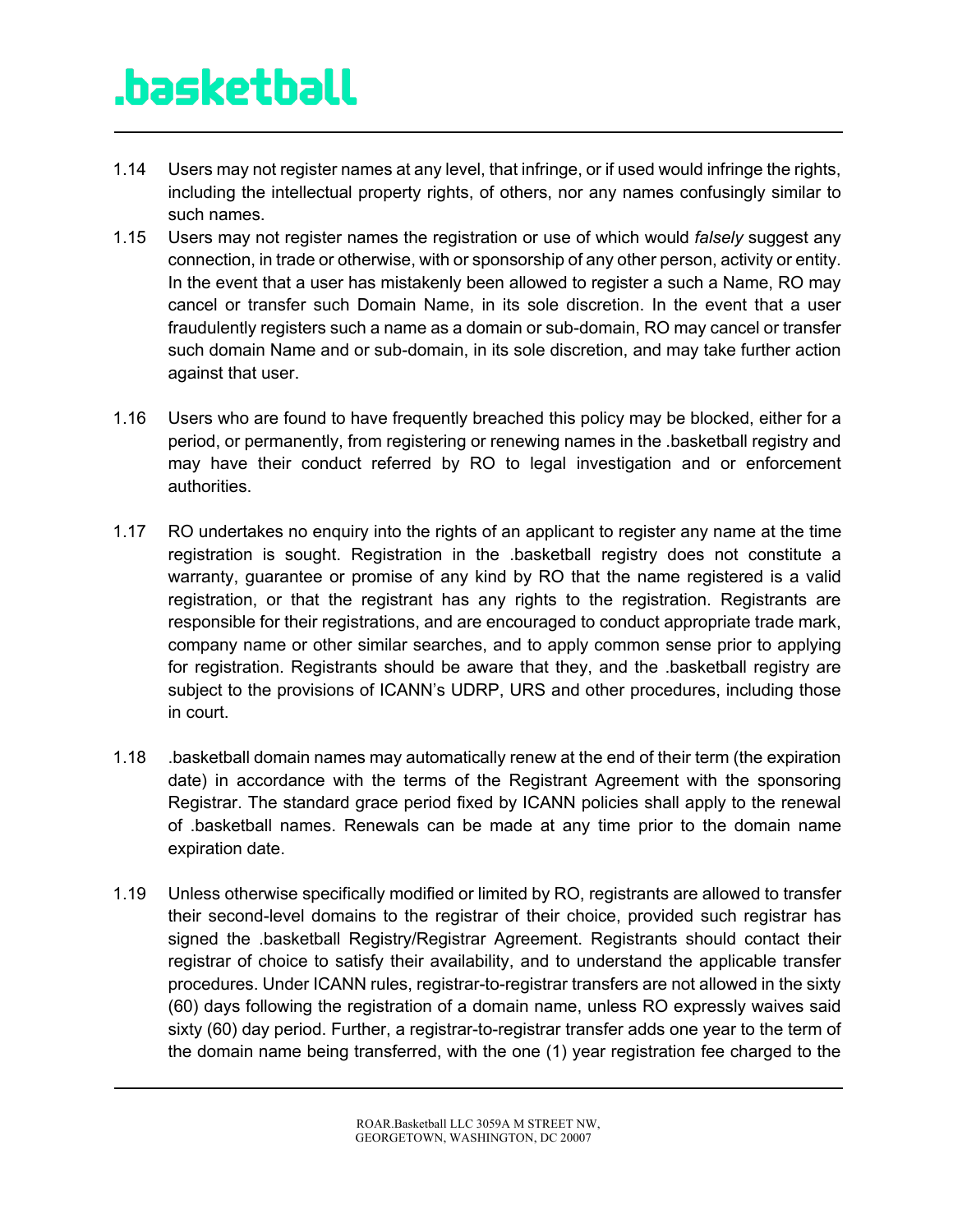1.14 Users may not register names at any level, that infringe, or if used would infringe the rights, including the intellectual property rights, of others, nor any names confusingly similar to such names.

1.15 Users may not register names the registration or use of which would *falsely* suggest any connection, in trade or otherwise, with or sponsorship of any other person, activity or entity. In the event that a user has mistakenly been allowed to register a such a Name, RO may cancel or transfer such Domain Name, in its sole discretion. In the event that a user fraudulently registers such a name as a domain or sub-domain, RO may cancel or transfer such domain Name and or sub-domain, in its sole discretion, and may take further action against that user.

1.16 Users who are found to have frequently breached this policy may be blocked, either for a period, or permanently, from registering or renewing names in the .basketball registry and may have their conduct referred by RO to legal investigation and or enforcement authorities.

1.17 RO undertakes no enquiry into the rights of an applicant to register any name at the time registration is sought. Registration in the .basketball registry does not constitute a warranty, guarantee or promise of any kind by RO that the name registered is a valid registration, or that the registrant has any rights to the registration. Registrants are responsible for their registrations, and are encouraged to conduct appropriate trade mark, company name or other similar searches, and to apply common sense prior to applying for registration. Registrants should be aware that they, and the .basketball registry are subject to the provisions of ICANN's UDRP, URS and other procedures, including those in court.

1.18 .basketball domain names may automatically renew at the end of their term (the expiration date) in accordance with the terms of the Registrant Agreement with the sponsoring Registrar. The standard grace period fixed by ICANN policies shall apply to the renewal of .basketball names. Renewals can be made at any time prior to the domain name expiration date.

1.19 Unless otherwise specifically modified or limited by RO, registrants are allowed to transfer their second-level domains to the registrar of their choice, provided such registrar has signed the .basketball Registry/Registrar Agreement. Registrants should contact their registrar of choice to satisfy their availability, and to understand the applicable transfer procedures. Under ICANN rules, registrar-to-registrar transfers are not allowed in the sixty (60) days following the registration of a domain name, unless RO expressly waives said sixty (60) day period. Further, a registrar-to-registrar transfer adds one year to the term of the domain name being transferred, with the one (1) year registration fee charged to the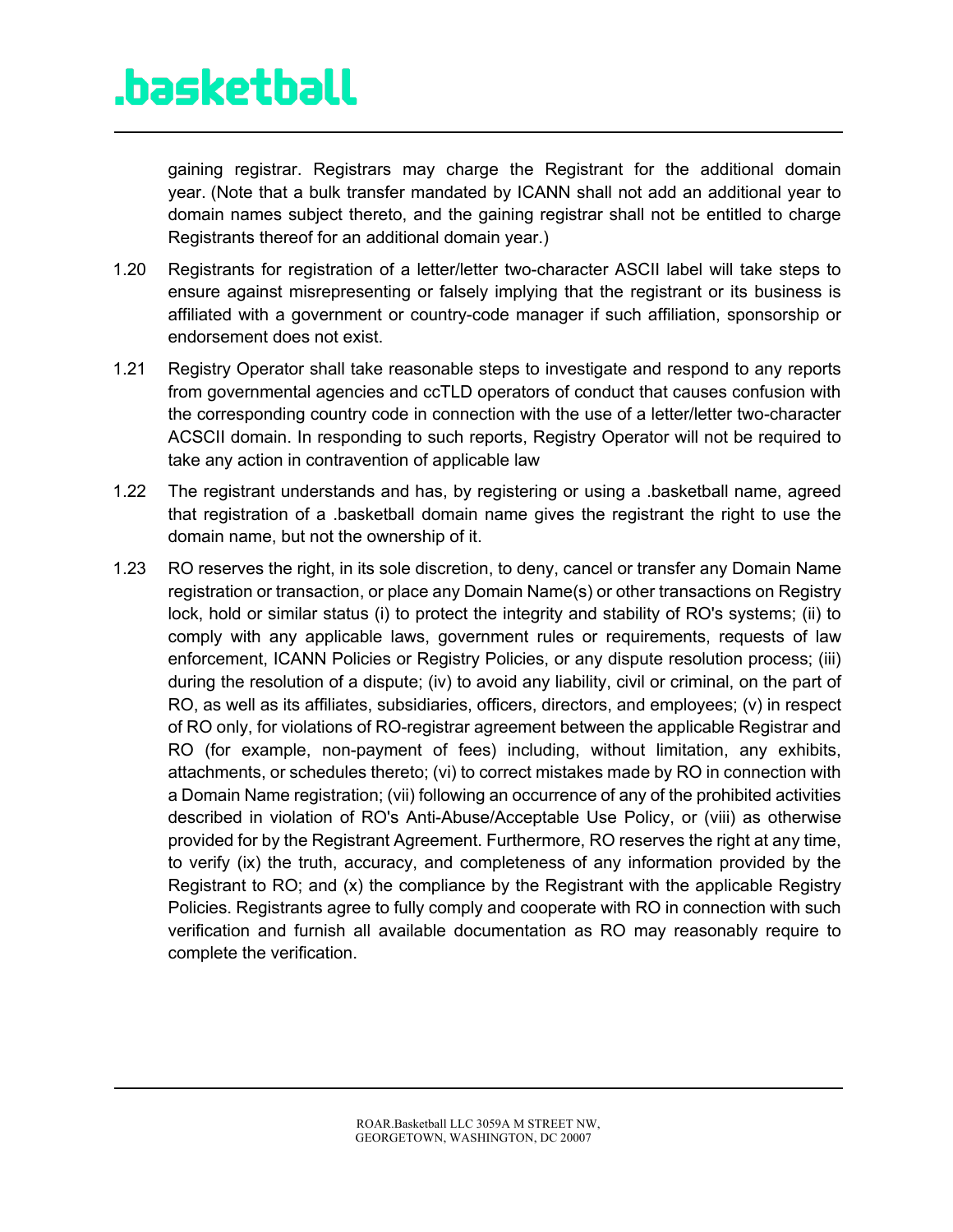gaining registrar. Registrars may charge the Registrant for the additional domain year. (Note that a bulk transfer mandated by ICANN shall not add an additional year to domain names subject thereto, and the gaining registrar shall not be entitled to charge Registrants thereof for an additional domain year.)

1.20 Registrants for registration of a letter/letter two-character ASCII label will take steps to ensure against misrepresenting or falsely implying that the registrant or its business is affiliated with a government or country-code manager if such affiliation, sponsorship or endorsement does not exist.

1.21 Registry Operator shall take reasonable steps to investigate and respond to any reports from governmental agencies and ccTLD operators of conduct that causes confusion with the corresponding country code in connection with the use of a letter/letter two-character ACSCII domain. In responding to such reports, Registry Operator will not be required to take any action in contravention of applicable law

1.22 The registrant understands and has, by registering or using a .basketball name, agreed that registration of a .basketball domain name gives the registrant the right to use the domain name, but not the ownership of it.

1.23 RO reserves the right, in its sole discretion, to deny, cancel or transfer any Domain Name registration or transaction, or place any Domain Name(s) or other transactions on Registry lock, hold or similar status (i) to protect the integrity and stability of RO's systems; (ii) to comply with any applicable laws, government rules or requirements, requests of law enforcement, ICANN Policies or Registry Policies, or any dispute resolution process; (iii) during the resolution of a dispute; (iv) to avoid any liability, civil or criminal, on the part of RO, as well as its affiliates, subsidiaries, officers, directors, and employees; (v) in respect of RO only, for violations of RO-registrar agreement between the applicable Registrar and RO (for example, non-payment of fees) including, without limitation, any exhibits, attachments, or schedules thereto; (vi) to correct mistakes made by RO in connection with a Domain Name registration; (vii) following an occurrence of any of the prohibited activities described in violation of RO's Anti-Abuse/Acceptable Use Policy, or (viii) as otherwise provided for by the Registrant Agreement. Furthermore, RO reserves the right at any time, to verify (ix) the truth, accuracy, and completeness of any information provided by the Registrant to RO; and (x) the compliance by the Registrant with the applicable Registry Policies. Registrants agree to fully comply and cooperate with RO in connection with such verification and furnish all available documentation as RO may reasonably require to complete the verification.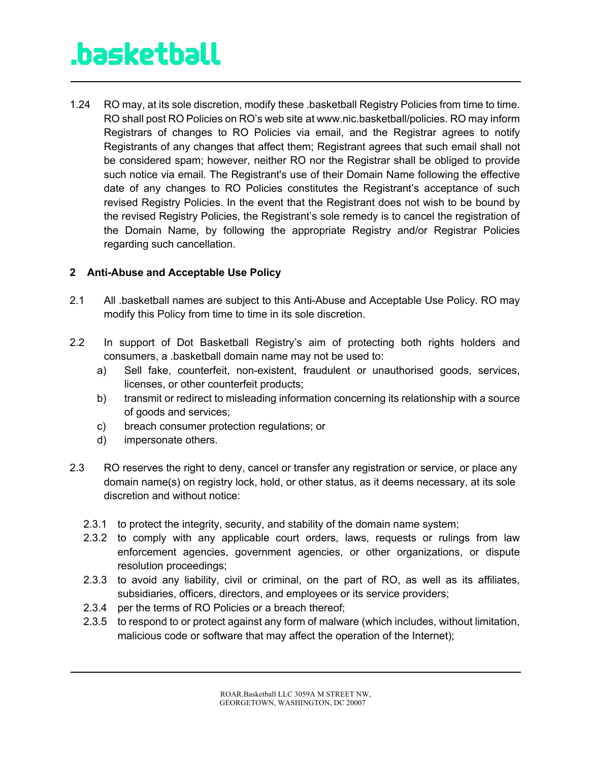1.24 RO may, at its sole discretion, modify these .basketball Registry Policies from time to time. RO shall post RO Policies on RO's web site at www.nic.basketball/policies. RO may inform Registrars of changes to RO Policies via email, and the Registrar agrees to notify Registrants of any changes that affect them; Registrant agrees that such email shall not be considered spam; however, neither RO nor the Registrar shall be obliged to provide such notice via email. The Registrant's use of their Domain Name following the effective date of any changes to RO Policies constitutes the Registrant's acceptance of such revised Registry Policies. In the event that the Registrant does not wish to be bound by the revised Registry Policies, the Registrant's sole remedy is to cancel the registration of the Domain Name, by following the appropriate Registry and/or Registrar Policies regarding such cancellation.

## 2 Anti-Abuse and Acceptable Use Policy

2.1 All .basketball names are subject to this Anti-Abuse and Acceptable Use Policy. RO may modify this Policy from time to time in its sole discretion.

2.2 In support of Dot Basketball Registry's aim of protecting both rights holders and consumers, a .basketball domain name may not be used to:

a) Sell fake, counterfeit, non-existent, fraudulent or unauthorised goods, services, licenses, or other counterfeit products;
b) transmit or redirect to misleading information concerning its relationship with a source of goods and services;
c) breach consumer protection regulations; or
d) impersonate others.

2.3 RO reserves the right to deny, cancel or transfer any registration or service, or place any domain name(s) on registry lock, hold, or other status, as it deems necessary, at its sole discretion and without notice:

2.3.1 to protect the integrity, security, and stability of the domain name system;
2.3.2 to comply with any applicable court orders, laws, requests or rulings from law enforcement agencies, government agencies, or other organizations, or dispute resolution proceedings;
2.3.3 to avoid any liability, civil or criminal, on the part of RO, as well as its affiliates, subsidiaries, officers, directors, and employees or its service providers;
2.3.4 per the terms of RO Policies or a breach thereof;
2.3.5 to respond to or protect against any form of malware (which includes, without limitation, malicious code or software that may affect the operation of the Internet);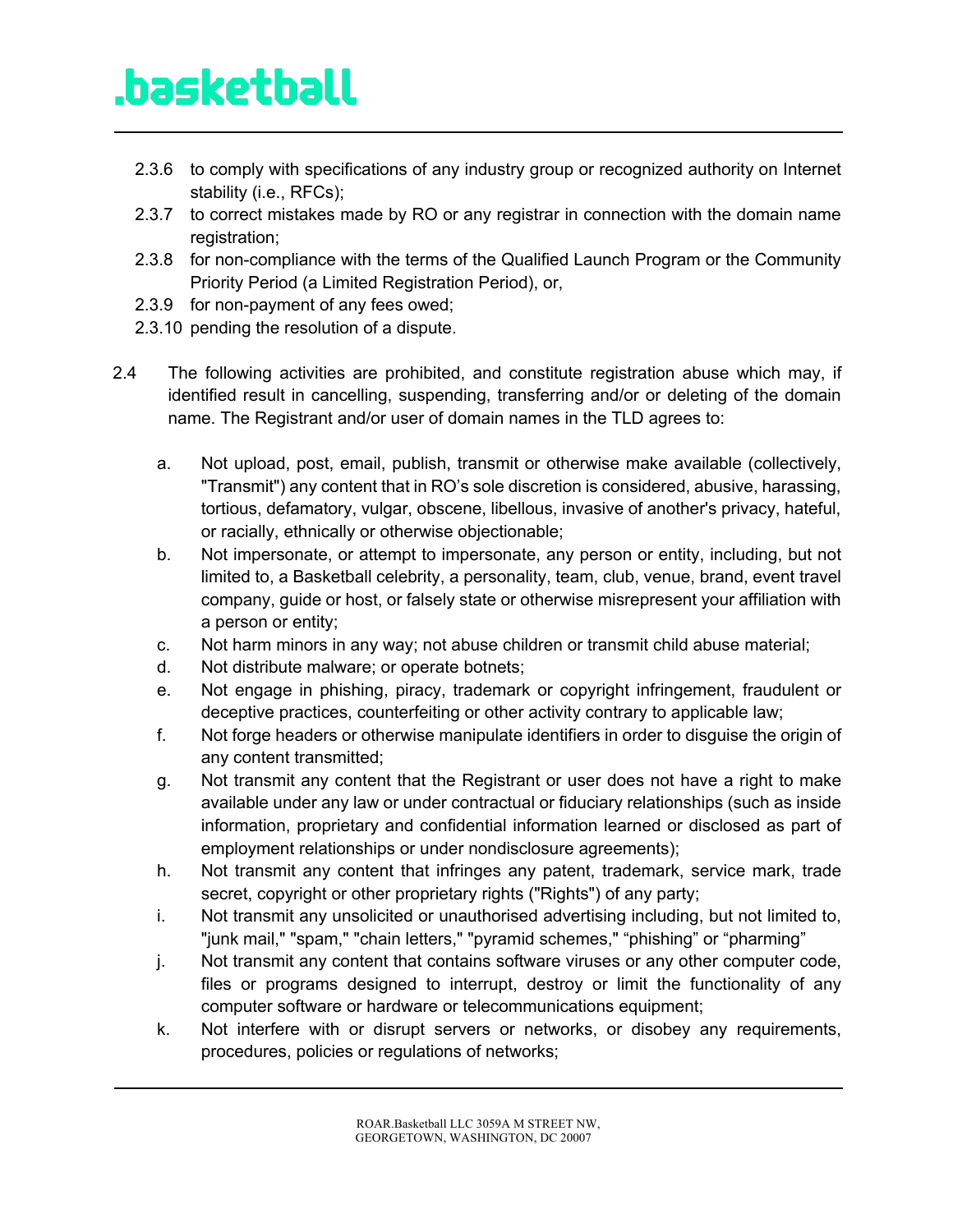2.3.6 to comply with specifications of any industry group or recognized authority on Internet stability (i.e., RFCs);

2.3.7 to correct mistakes made by RO or any registrar in connection with the domain name registration;

2.3.8 for non-compliance with the terms of the Qualified Launch Program or the Community Priority Period (a Limited Registration Period), or,

2.3.9 for non-payment of any fees owed;

2.3.10 pending the resolution of a dispute.

2.4 The following activities are prohibited, and constitute registration abuse which may, if identified result in cancelling, suspending, transferring and/or or deleting of the domain name. The Registrant and/or user of domain names in the TLD agrees to:

a. Not upload, post, email, publish, transmit or otherwise make available (collectively, "Transmit") any content that in RO's sole discretion is considered, abusive, harassing, tortious, defamatory, vulgar, obscene, libellous, invasive of another's privacy, hateful, or racially, ethnically or otherwise objectionable;

b. Not impersonate, or attempt to impersonate, any person or entity, including, but not limited to, a Basketball celebrity, a personality, team, club, venue, brand, event travel company, guide or host, or falsely state or otherwise misrepresent your affiliation with a person or entity;

c. Not harm minors in any way; not abuse children or transmit child abuse material;

d. Not distribute malware; or operate botnets;

e. Not engage in phishing, piracy, trademark or copyright infringement, fraudulent or deceptive practices, counterfeiting or other activity contrary to applicable law;

f. Not forge headers or otherwise manipulate identifiers in order to disguise the origin of any content transmitted;

g. Not transmit any content that the Registrant or user does not have a right to make available under any law or under contractual or fiduciary relationships (such as inside information, proprietary and confidential information learned or disclosed as part of employment relationships or under nondisclosure agreements);

h. Not transmit any content that infringes any patent, trademark, service mark, trade secret, copyright or other proprietary rights ("Rights") of any party;

i. Not transmit any unsolicited or unauthorised advertising including, but not limited to, "junk mail," "spam," "chain letters," "pyramid schemes," "phishing" or "pharming"

j. Not transmit any content that contains software viruses or any other computer code, files or programs designed to interrupt, destroy or limit the functionality of any computer software or hardware or telecommunications equipment;

k. Not interfere with or disrupt servers or networks, or disobey any requirements, procedures, policies or regulations of networks;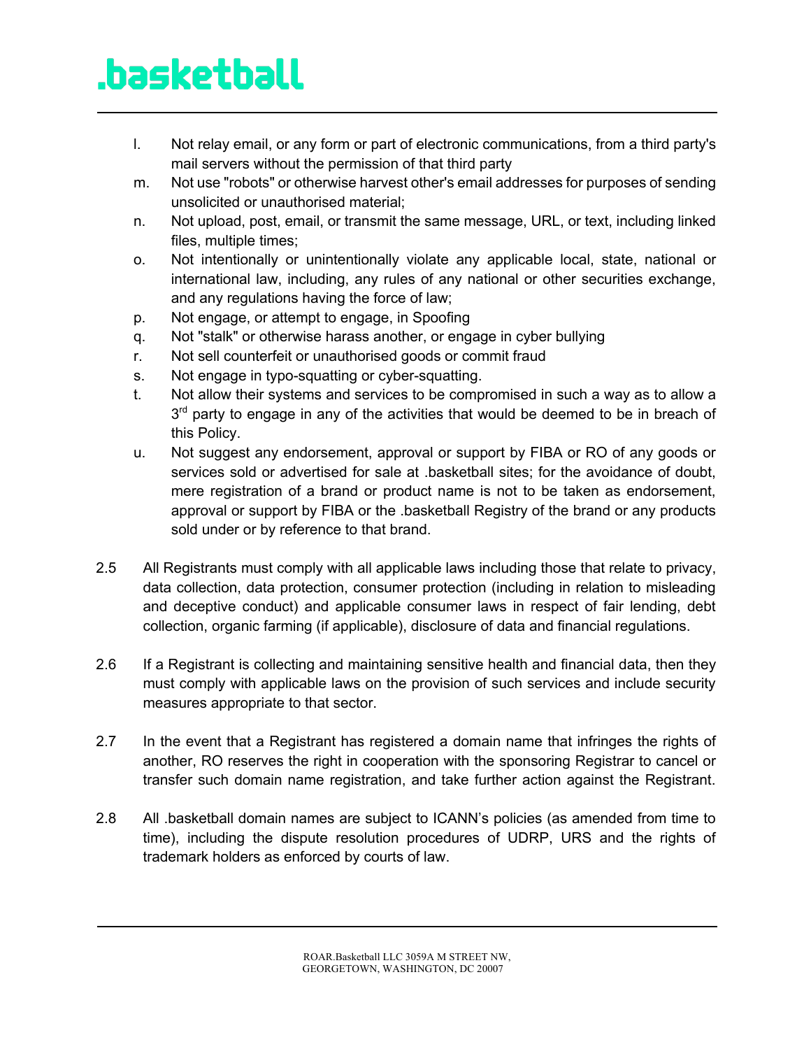l. Not relay email, or any form or part of electronic communications, from a third party's mail servers without the permission of that third party

m. Not use "robots" or otherwise harvest other's email addresses for purposes of sending unsolicited or unauthorised material;

n. Not upload, post, email, or transmit the same message, URL, or text, including linked files, multiple times;

o. Not intentionally or unintentionally violate any applicable local, state, national or international law, including, any rules of any national or other securities exchange, and any regulations having the force of law;

p. Not engage, or attempt to engage, in Spoofing

q. Not "stalk" or otherwise harass another, or engage in cyber bullying

r. Not sell counterfeit or unauthorised goods or commit fraud

s. Not engage in typo-squatting or cyber-squatting.

t. Not allow their systems and services to be compromised in such a way as to allow a 3rd party to engage in any of the activities that would be deemed to be in breach of this Policy.

u. Not suggest any endorsement, approval or support by FIBA or RO of any goods or services sold or advertised for sale at .basketball sites; for the avoidance of doubt, mere registration of a brand or product name is not to be taken as endorsement, approval or support by FIBA or the .basketball Registry of the brand or any products sold under or by reference to that brand.

2.5 All Registrants must comply with all applicable laws including those that relate to privacy, data collection, data protection, consumer protection (including in relation to misleading and deceptive conduct) and applicable consumer laws in respect of fair lending, debt collection, organic farming (if applicable), disclosure of data and financial regulations.

2.6 If a Registrant is collecting and maintaining sensitive health and financial data, then they must comply with applicable laws on the provision of such services and include security measures appropriate to that sector.

2.7 In the event that a Registrant has registered a domain name that infringes the rights of another, RO reserves the right in cooperation with the sponsoring Registrar to cancel or transfer such domain name registration, and take further action against the Registrant.

2.8 All .basketball domain names are subject to ICANN's policies (as amended from time to time), including the dispute resolution procedures of UDRP, URS and the rights of trademark holders as enforced by courts of law.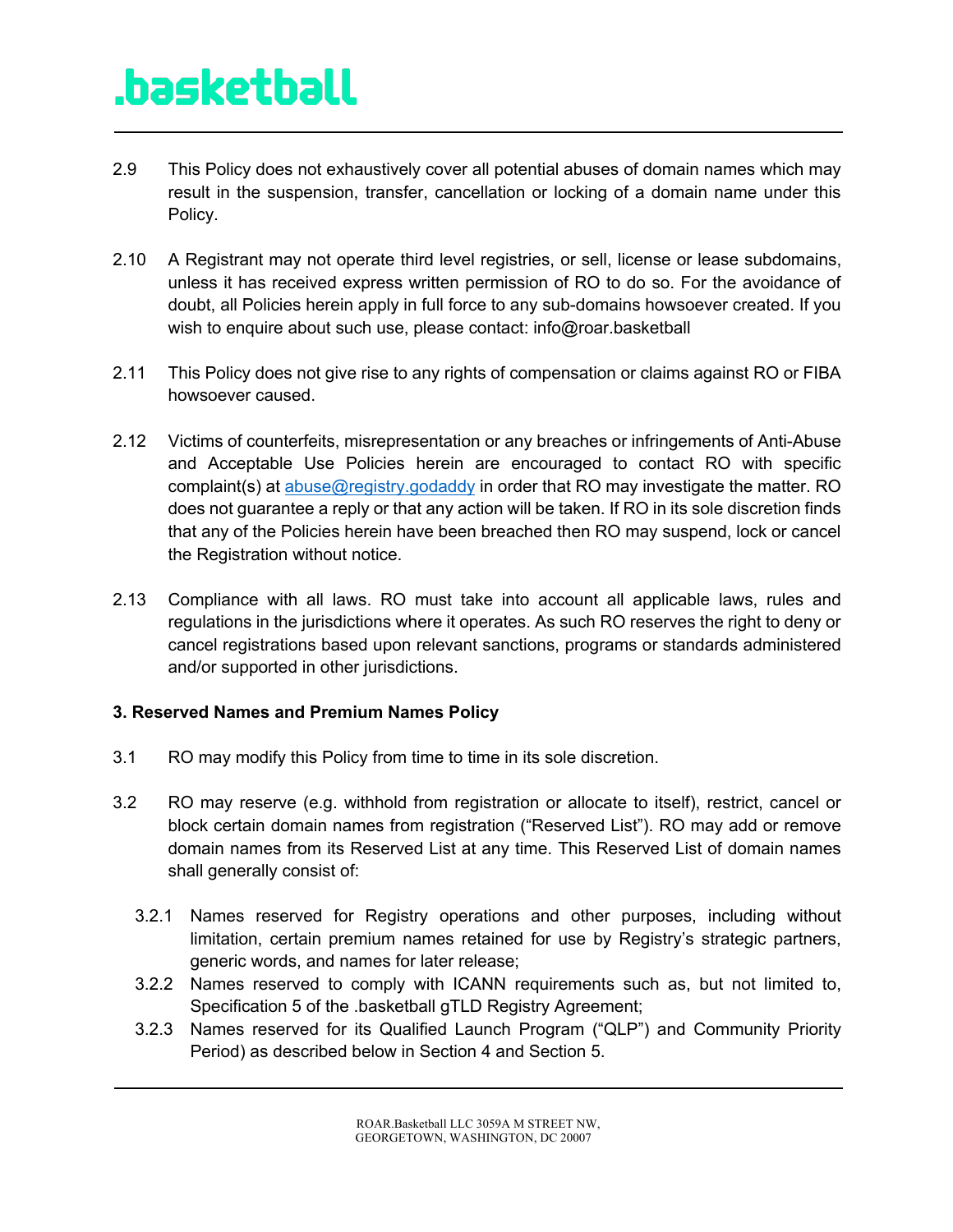2.9 This Policy does not exhaustively cover all potential abuses of domain names which may result in the suspension, transfer, cancellation or locking of a domain name under this Policy.

2.10 A Registrant may not operate third level registries, or sell, license or lease subdomains, unless it has received express written permission of RO to do so. For the avoidance of doubt, all Policies herein apply in full force to any sub-domains howsoever created. If you wish to enquire about such use, please contact: info@roar.basketball

2.11 This Policy does not give rise to any rights of compensation or claims against RO or FIBA howsoever caused.

2.12 Victims of counterfeits, misrepresentation or any breaches or infringements of Anti-Abuse and Acceptable Use Policies herein are encouraged to contact RO with specific complaint(s) at abuse@registry.godaddy in order that RO may investigate the matter. RO does not guarantee a reply or that any action will be taken. If RO in its sole discretion finds that any of the Policies herein have been breached then RO may suspend, lock or cancel the Registration without notice.

2.13 Compliance with all laws. RO must take into account all applicable laws, rules and regulations in the jurisdictions where it operates. As such RO reserves the right to deny or cancel registrations based upon relevant sanctions, programs or standards administered and/or supported in other jurisdictions.

**3. Reserved Names and Premium Names Policy**

3.1 RO may modify this Policy from time to time in its sole discretion.

3.2 RO may reserve (e.g. withhold from registration or allocate to itself), restrict, cancel or block certain domain names from registration ("Reserved List"). RO may add or remove domain names from its Reserved List at any time. This Reserved List of domain names shall generally consist of:

- 3.2.1 Names reserved for Registry operations and other purposes, including without limitation, certain premium names retained for use by Registry's strategic partners, generic words, and names for later release;
- 3.2.2 Names reserved to comply with ICANN requirements such as, but not limited to, Specification 5 of the .basketball gTLD Registry Agreement;
- 3.2.3 Names reserved for its Qualified Launch Program ("QLP") and Community Priority Period) as described below in Section 4 and Section 5.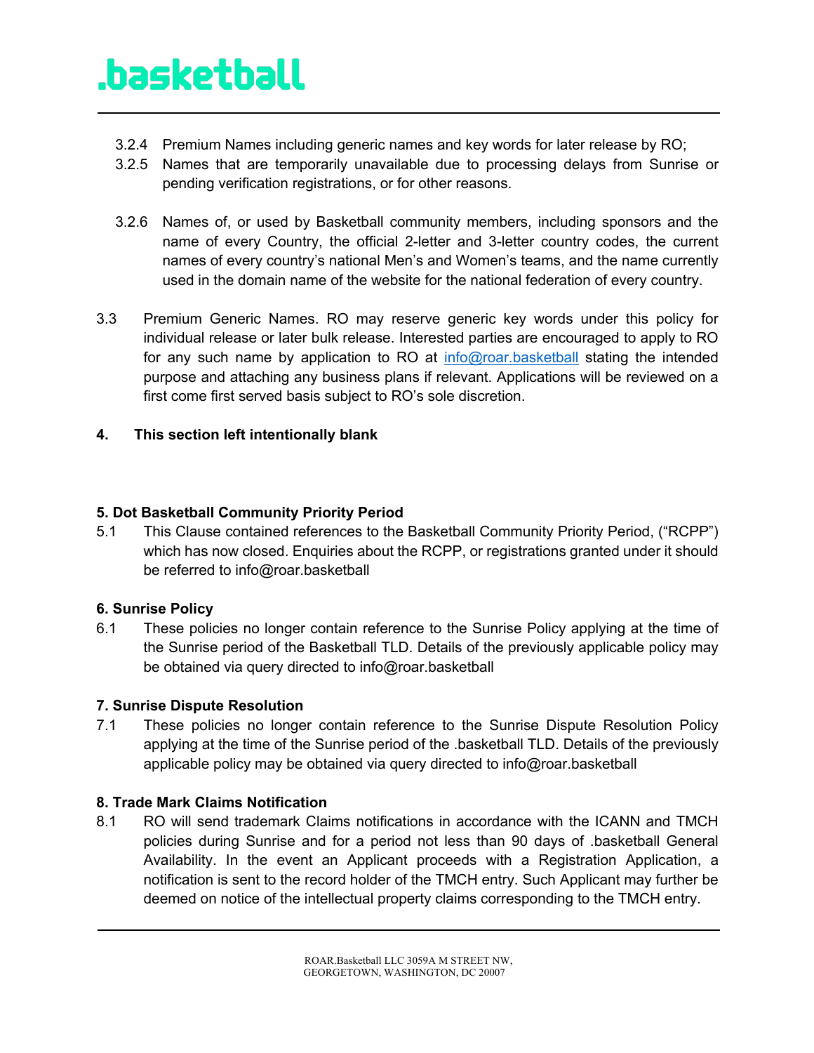3.2.4 Premium Names including generic names and key words for later release by RO;

3.2.5 Names that are temporarily unavailable due to processing delays from Sunrise or pending verification registrations, or for other reasons.

3.2.6 Names of, or used by Basketball community members, including sponsors and the name of every Country, the official 2-letter and 3-letter country codes, the current names of every country's national Men's and Women's teams, and the name currently used in the domain name of the website for the national federation of every country.

3.3 Premium Generic Names. RO may reserve generic key words under this policy for individual release or later bulk release. Interested parties are encouraged to apply to RO for any such name by application to RO at info@roar.basketball stating the intended purpose and attaching any business plans if relevant. Applications will be reviewed on a first come first served basis subject to RO's sole discretion.

**4. This section left intentionally blank**

**5. Dot Basketball Community Priority Period**

5.1 This Clause contained references to the Basketball Community Priority Period, ("RCPP") which has now closed. Enquiries about the RCPP, or registrations granted under it should be referred to info@roar.basketball

**6. Sunrise Policy**

6.1 These policies no longer contain reference to the Sunrise Policy applying at the time of the Sunrise period of the Basketball TLD. Details of the previously applicable policy may be obtained via query directed to info@roar.basketball

**7. Sunrise Dispute Resolution**

7.1 These policies no longer contain reference to the Sunrise Dispute Resolution Policy applying at the time of the Sunrise period of the .basketball TLD. Details of the previously applicable policy may be obtained via query directed to info@roar.basketball

**8. Trade Mark Claims Notification**

8.1 RO will send trademark Claims notifications in accordance with the ICANN and TMCH policies during Sunrise and for a period not less than 90 days of .basketball General Availability. In the event an Applicant proceeds with a Registration Application, a notification is sent to the record holder of the TMCH entry. Such Applicant may further be deemed on notice of the intellectual property claims corresponding to the TMCH entry.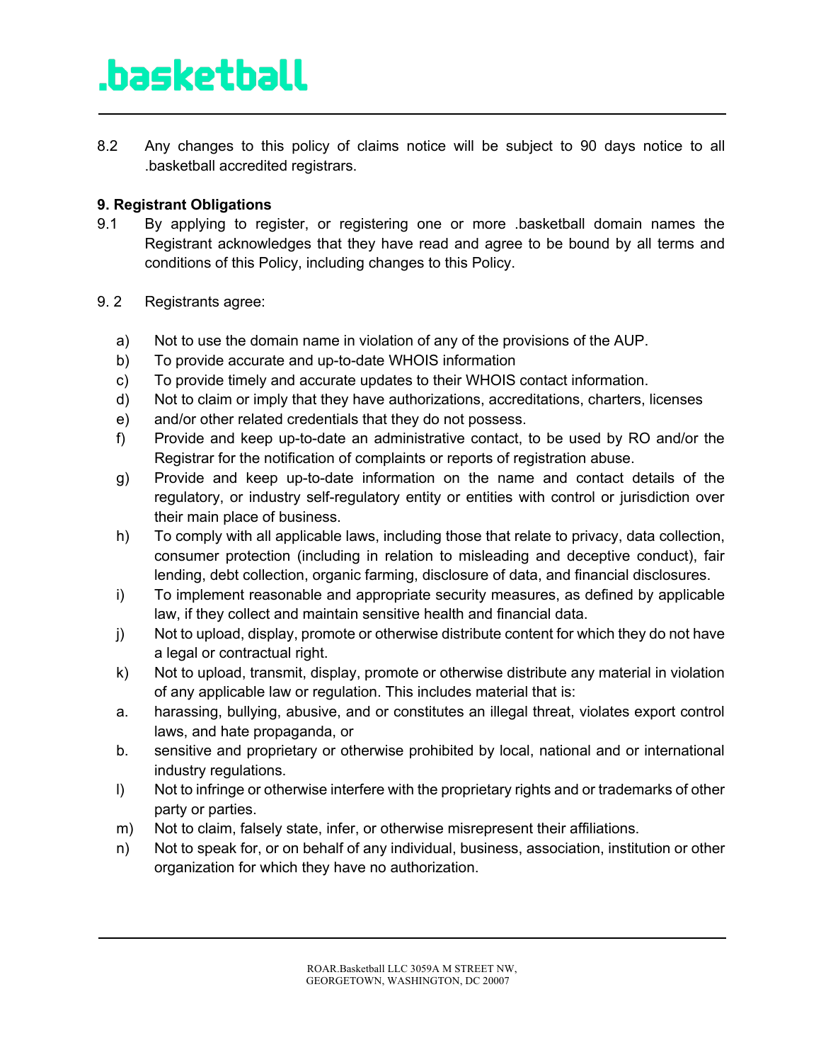8.2 Any changes to this policy of claims notice will be subject to 90 days notice to all .basketball accredited registrars.

**9. Registrant Obligations**

9.1 By applying to register, or registering one or more .basketball domain names the Registrant acknowledges that they have read and agree to be bound by all terms and conditions of this Policy, including changes to this Policy.

9. 2 Registrants agree:

a) Not to use the domain name in violation of any of the provisions of the AUP.
b) To provide accurate and up-to-date WHOIS information
c) To provide timely and accurate updates to their WHOIS contact information.
d) Not to claim or imply that they have authorizations, accreditations, charters, licenses
e) and/or other related credentials that they do not possess.
f) Provide and keep up-to-date an administrative contact, to be used by RO and/or the Registrar for the notification of complaints or reports of registration abuse.
g) Provide and keep up-to-date information on the name and contact details of the regulatory, or industry self-regulatory entity or entities with control or jurisdiction over their main place of business.
h) To comply with all applicable laws, including those that relate to privacy, data collection, consumer protection (including in relation to misleading and deceptive conduct), fair lending, debt collection, organic farming, disclosure of data, and financial disclosures.
i) To implement reasonable and appropriate security measures, as defined by applicable law, if they collect and maintain sensitive health and financial data.
j) Not to upload, display, promote or otherwise distribute content for which they do not have a legal or contractual right.
k) Not to upload, transmit, display, promote or otherwise distribute any material in violation of any applicable law or regulation. This includes material that is:
a. harassing, bullying, abusive, and or constitutes an illegal threat, violates export control laws, and hate propaganda, or
b. sensitive and proprietary or otherwise prohibited by local, national and or international industry regulations.
l) Not to infringe or otherwise interfere with the proprietary rights and or trademarks of other party or parties.
m) Not to claim, falsely state, infer, or otherwise misrepresent their affiliations.
n) Not to speak for, or on behalf of any individual, business, association, institution or other organization for which they have no authorization.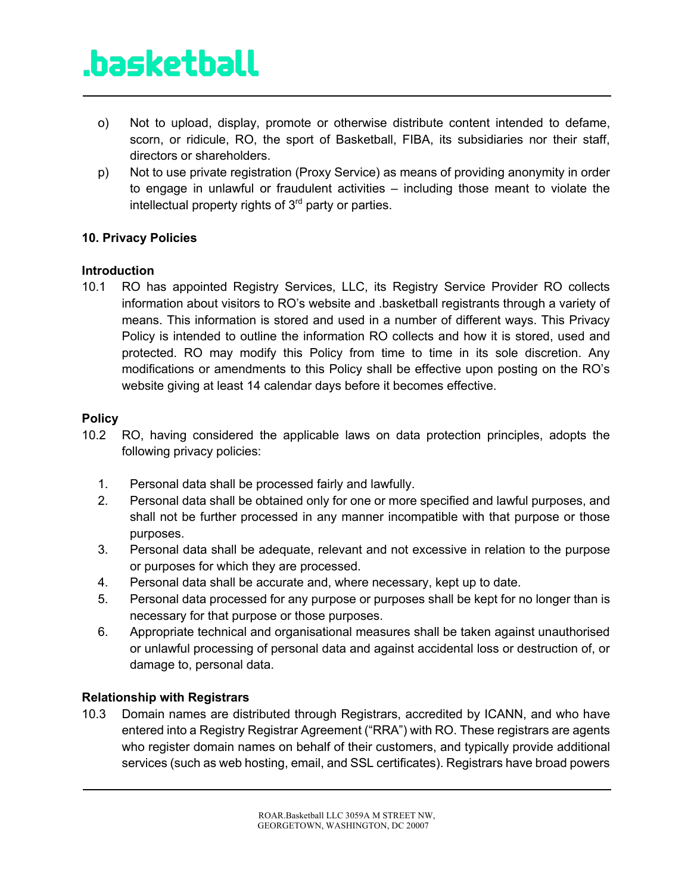o) Not to upload, display, promote or otherwise distribute content intended to defame, scorn, or ridicule, RO, the sport of Basketball, FIBA, its subsidiaries nor their staff, directors or shareholders.

p) Not to use private registration (Proxy Service) as means of providing anonymity in order to engage in unlawful or fraudulent activities – including those meant to violate the intellectual property rights of 3rd party or parties.

**10. Privacy Policies**

**Introduction**

10.1 RO has appointed Registry Services, LLC, its Registry Service Provider RO collects information about visitors to RO's website and .basketball registrants through a variety of means. This information is stored and used in a number of different ways. This Privacy Policy is intended to outline the information RO collects and how it is stored, used and protected. RO may modify this Policy from time to time in its sole discretion. Any modifications or amendments to this Policy shall be effective upon posting on the RO's website giving at least 14 calendar days before it becomes effective.

**Policy**

10.2 RO, having considered the applicable laws on data protection principles, adopts the following privacy policies:

1. Personal data shall be processed fairly and lawfully.
2. Personal data shall be obtained only for one or more specified and lawful purposes, and shall not be further processed in any manner incompatible with that purpose or those purposes.
3. Personal data shall be adequate, relevant and not excessive in relation to the purpose or purposes for which they are processed.
4. Personal data shall be accurate and, where necessary, kept up to date.
5. Personal data processed for any purpose or purposes shall be kept for no longer than is necessary for that purpose or those purposes.
6. Appropriate technical and organisational measures shall be taken against unauthorised or unlawful processing of personal data and against accidental loss or destruction of, or damage to, personal data.

**Relationship with Registrars**

10.3 Domain names are distributed through Registrars, accredited by ICANN, and who have entered into a Registry Registrar Agreement ("RRA") with RO. These registrars are agents who register domain names on behalf of their customers, and typically provide additional services (such as web hosting, email, and SSL certificates). Registrars have broad powers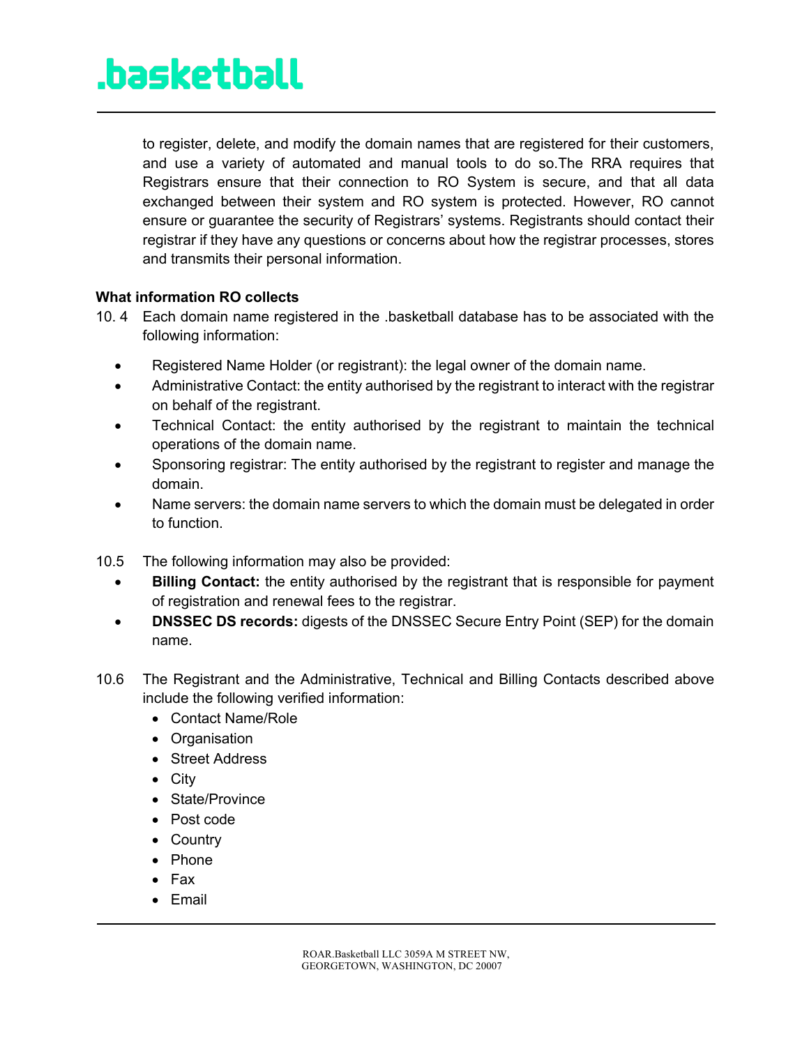to register, delete, and modify the domain names that are registered for their customers, and use a variety of automated and manual tools to do so.The RRA requires that Registrars ensure that their connection to RO System is secure, and that all data exchanged between their system and RO system is protected. However, RO cannot ensure or guarantee the security of Registrars' systems. Registrants should contact their registrar if they have any questions or concerns about how the registrar processes, stores and transmits their personal information.

**What information RO collects**

10. 4 Each domain name registered in the .basketball database has to be associated with the following information:

- Registered Name Holder (or registrant): the legal owner of the domain name.
- Administrative Contact: the entity authorised by the registrant to interact with the registrar on behalf of the registrant.
- Technical Contact: the entity authorised by the registrant to maintain the technical operations of the domain name.
- Sponsoring registrar: The entity authorised by the registrant to register and manage the domain.
- Name servers: the domain name servers to which the domain must be delegated in order to function.

10.5 The following information may also be provided:

- **Billing Contact:** the entity authorised by the registrant that is responsible for payment of registration and renewal fees to the registrar.
- **DNSSEC DS records:** digests of the DNSSEC Secure Entry Point (SEP) for the domain name.

10.6 The Registrant and the Administrative, Technical and Billing Contacts described above include the following verified information:

- Contact Name/Role
- Organisation
- Street Address
- City
- State/Province
- Post code
- Country
- Phone
- Fax
- Email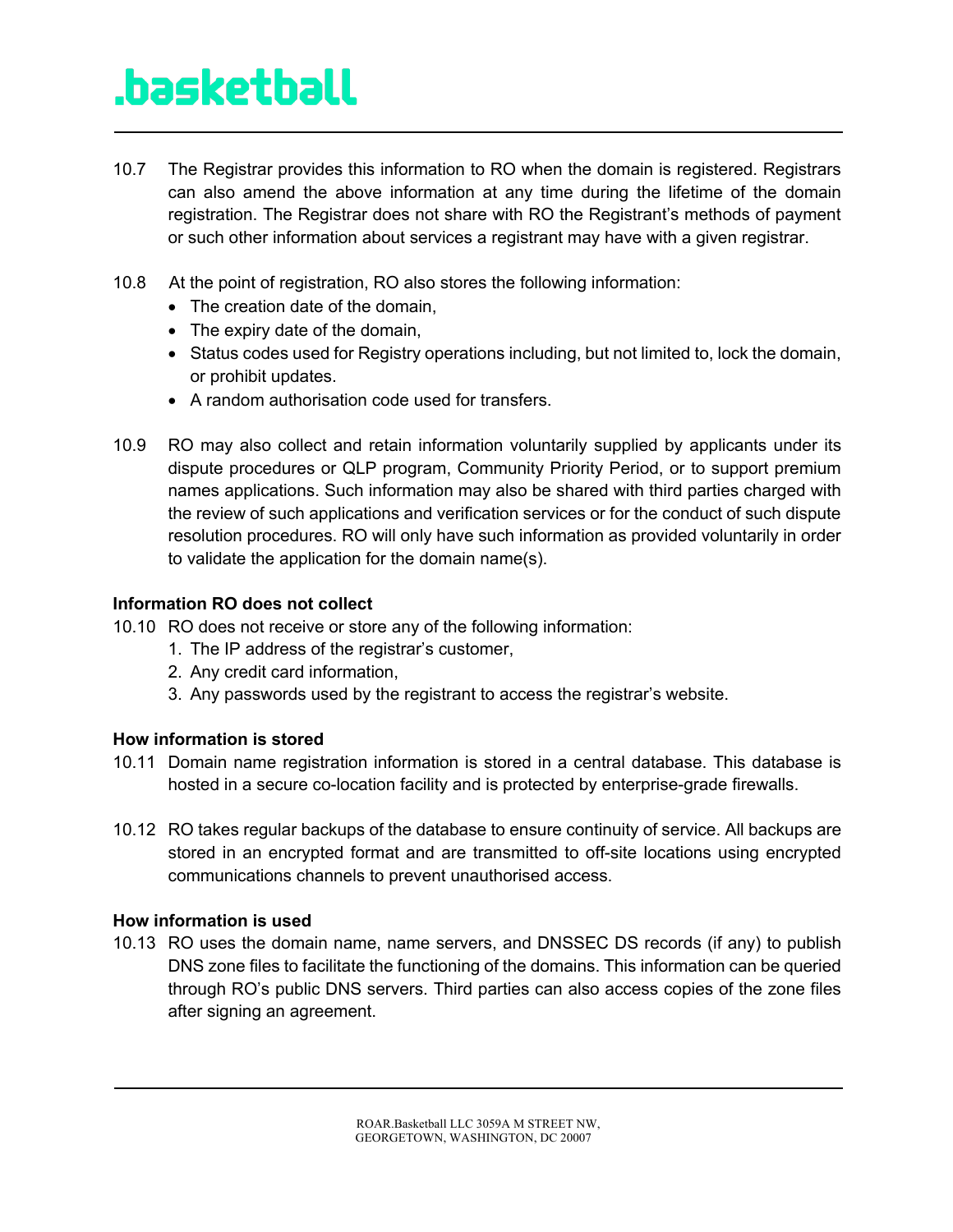10.7 The Registrar provides this information to RO when the domain is registered. Registrars can also amend the above information at any time during the lifetime of the domain registration. The Registrar does not share with RO the Registrant's methods of payment or such other information about services a registrant may have with a given registrar.

10.8 At the point of registration, RO also stores the following information:

- The creation date of the domain,
- The expiry date of the domain,
- Status codes used for Registry operations including, but not limited to, lock the domain, or prohibit updates.
- A random authorisation code used for transfers.

10.9 RO may also collect and retain information voluntarily supplied by applicants under its dispute procedures or QLP program, Community Priority Period, or to support premium names applications. Such information may also be shared with third parties charged with the review of such applications and verification services or for the conduct of such dispute resolution procedures. RO will only have such information as provided voluntarily in order to validate the application for the domain name(s).

**Information RO does not collect**

10.10 RO does not receive or store any of the following information:

1. The IP address of the registrar's customer,
2. Any credit card information,
3. Any passwords used by the registrant to access the registrar's website.

**How information is stored**

10.11 Domain name registration information is stored in a central database. This database is hosted in a secure co-location facility and is protected by enterprise-grade firewalls.

10.12 RO takes regular backups of the database to ensure continuity of service. All backups are stored in an encrypted format and are transmitted to off-site locations using encrypted communications channels to prevent unauthorised access.

**How information is used**

10.13 RO uses the domain name, name servers, and DNSSEC DS records (if any) to publish DNS zone files to facilitate the functioning of the domains. This information can be queried through RO's public DNS servers. Third parties can also access copies of the zone files after signing an agreement.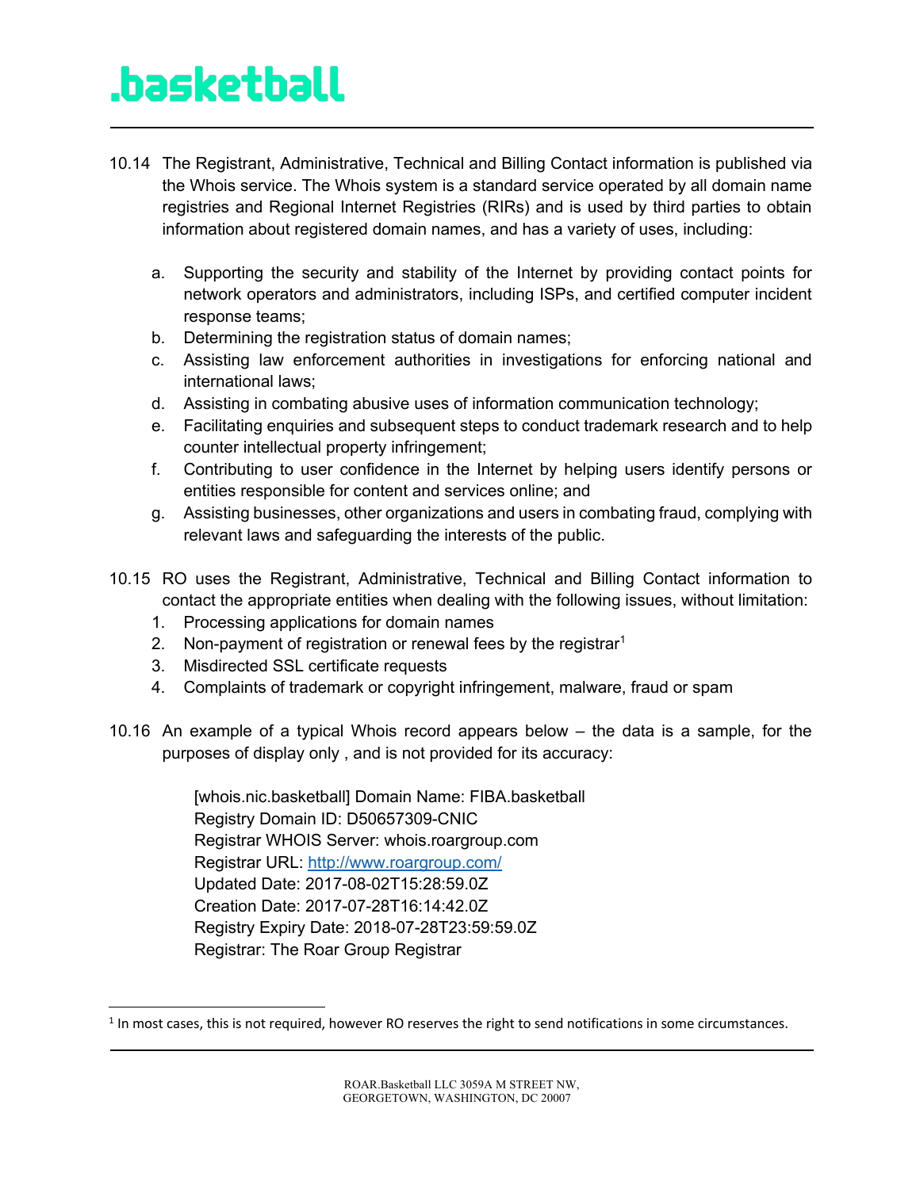10.14 The Registrant, Administrative, Technical and Billing Contact information is published via the Whois service. The Whois system is a standard service operated by all domain name registries and Regional Internet Registries (RIRs) and is used by third parties to obtain information about registered domain names, and has a variety of uses, including:

a. Supporting the security and stability of the Internet by providing contact points for network operators and administrators, including ISPs, and certified computer incident response teams;
b. Determining the registration status of domain names;
c. Assisting law enforcement authorities in investigations for enforcing national and international laws;
d. Assisting in combating abusive uses of information communication technology;
e. Facilitating enquiries and subsequent steps to conduct trademark research and to help counter intellectual property infringement;
f. Contributing to user confidence in the Internet by helping users identify persons or entities responsible for content and services online; and
g. Assisting businesses, other organizations and users in combating fraud, complying with relevant laws and safeguarding the interests of the public.

10.15 RO uses the Registrant, Administrative, Technical and Billing Contact information to contact the appropriate entities when dealing with the following issues, without limitation:

1. Processing applications for domain names
2. Non-payment of registration or renewal fees by the registrar[1]
3. Misdirected SSL certificate requests
4. Complaints of trademark or copyright infringement, malware, fraud or spam

10.16 An example of a typical Whois record appears below – the data is a sample, for the purposes of display only , and is not provided for its accuracy:

> [whois.nic.basketball] Domain Name: FIBA.basketball
> Registry Domain ID: D50657309-CNIC
> Registrar WHOIS Server: whois.roargroup.com
> Registrar URL: http://www.roargroup.com/
> Updated Date: 2017-08-02T15:28:59.0Z
> Creation Date: 2017-07-28T16:14:42.0Z
> Registry Expiry Date: 2018-07-28T23:59:59.0Z
> Registrar: The Roar Group Registrar

[1] In most cases, this is not required, however RO reserves the right to send notifications in some circumstances.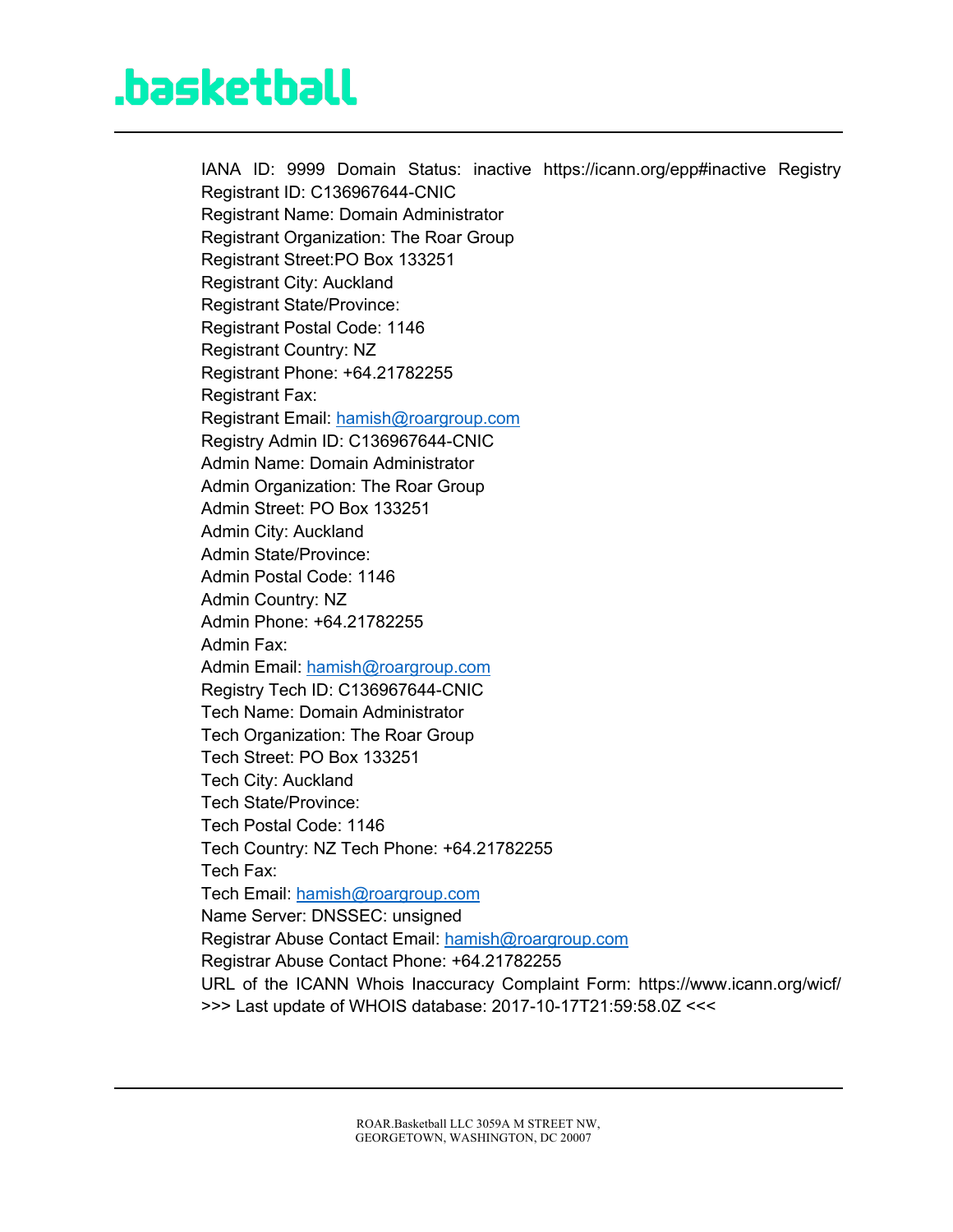# .basketball

IANA ID: 9999 Domain Status: inactive https://icann.org/epp#inactive Registry
Registrant ID: C136967644-CNIC
Registrant Name: Domain Administrator
Registrant Organization: The Roar Group
Registrant Street:PO Box 133251
Registrant City: Auckland
Registrant State/Province:
Registrant Postal Code: 1146
Registrant Country: NZ
Registrant Phone: +64.21782255
Registrant Fax:
Registrant Email: hamish@roargroup.com
Registry Admin ID: C136967644-CNIC
Admin Name: Domain Administrator
Admin Organization: The Roar Group
Admin Street: PO Box 133251
Admin City: Auckland
Admin State/Province:
Admin Postal Code: 1146
Admin Country: NZ
Admin Phone: +64.21782255
Admin Fax:
Admin Email: hamish@roargroup.com
Registry Tech ID: C136967644-CNIC
Tech Name: Domain Administrator
Tech Organization: The Roar Group
Tech Street: PO Box 133251
Tech City: Auckland
Tech State/Province:
Tech Postal Code: 1146
Tech Country: NZ Tech Phone: +64.21782255
Tech Fax:
Tech Email: hamish@roargroup.com
Name Server: DNSSEC: unsigned
Registrar Abuse Contact Email: hamish@roargroup.com
Registrar Abuse Contact Phone: +64.21782255
URL of the ICANN Whois Inaccuracy Complaint Form: https://www.icann.org/wicf/
>>> Last update of WHOIS database: 2017-10-17T21:59:58.0Z <<<

ROAR.Basketball LLC 3059A M STREET NW,
GEORGETOWN, WASHINGTON, DC 20007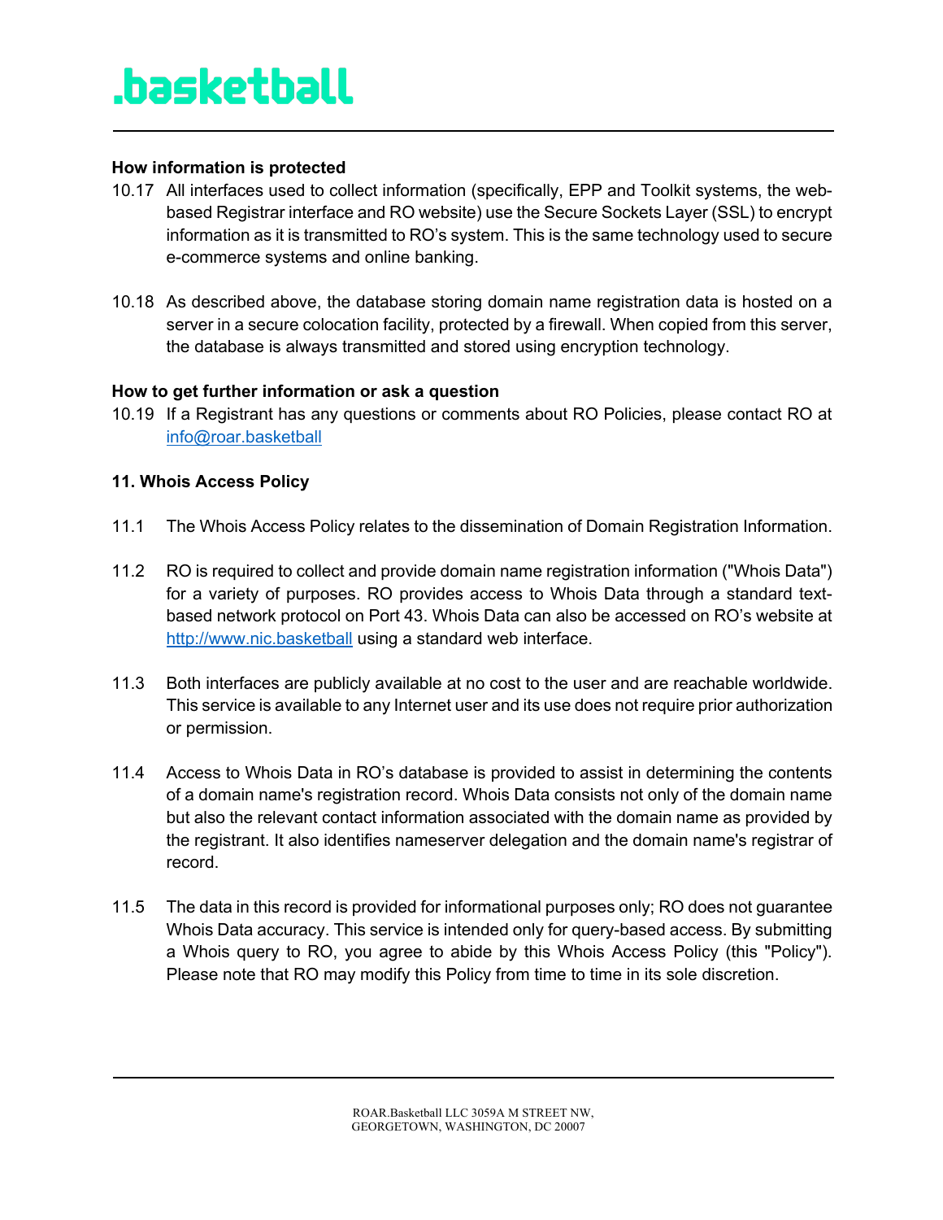**How information is protected**

10.17 All interfaces used to collect information (specifically, EPP and Toolkit systems, the web-based Registrar interface and RO website) use the Secure Sockets Layer (SSL) to encrypt information as it is transmitted to RO's system. This is the same technology used to secure e-commerce systems and online banking.

10.18 As described above, the database storing domain name registration data is hosted on a server in a secure colocation facility, protected by a firewall. When copied from this server, the database is always transmitted and stored using encryption technology.

**How to get further information or ask a question**

10.19 If a Registrant has any questions or comments about RO Policies, please contact RO at [info@roar.basketball](mailto:info@roar.basketball)

**11. Whois Access Policy**

11.1 The Whois Access Policy relates to the dissemination of Domain Registration Information.

11.2 RO is required to collect and provide domain name registration information ("Whois Data") for a variety of purposes. RO provides access to Whois Data through a standard text-based network protocol on Port 43. Whois Data can also be accessed on RO's website at [http://www.nic.basketball](http://www.nic.basketball) using a standard web interface.

11.3 Both interfaces are publicly available at no cost to the user and are reachable worldwide. This service is available to any Internet user and its use does not require prior authorization or permission.

11.4 Access to Whois Data in RO's database is provided to assist in determining the contents of a domain name's registration record. Whois Data consists not only of the domain name but also the relevant contact information associated with the domain name as provided by the registrant. It also identifies nameserver delegation and the domain name's registrar of record.

11.5 The data in this record is provided for informational purposes only; RO does not guarantee Whois Data accuracy. This service is intended only for query-based access. By submitting a Whois query to RO, you agree to abide by this Whois Access Policy (this "Policy"). Please note that RO may modify this Policy from time to time in its sole discretion.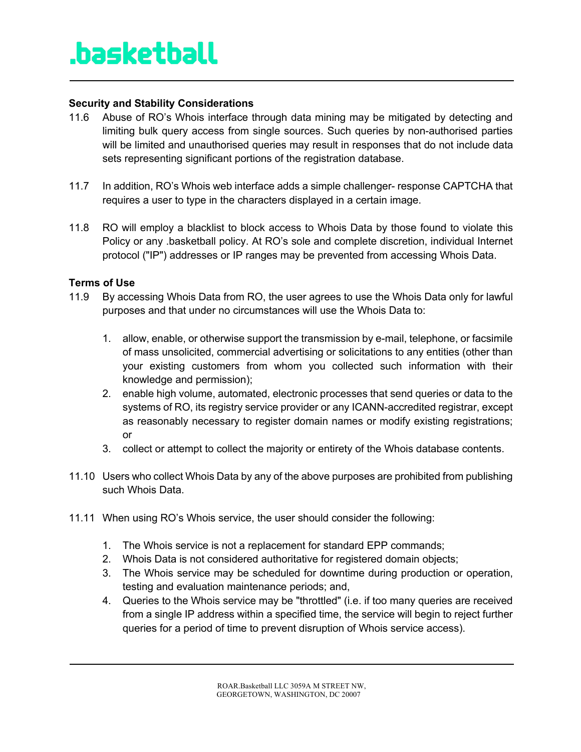**Security and Stability Considerations**

11.6 Abuse of RO's Whois interface through data mining may be mitigated by detecting and limiting bulk query access from single sources. Such queries by non-authorised parties will be limited and unauthorised queries may result in responses that do not include data sets representing significant portions of the registration database.

11.7 In addition, RO's Whois web interface adds a simple challenger- response CAPTCHA that requires a user to type in the characters displayed in a certain image.

11.8 RO will employ a blacklist to block access to Whois Data by those found to violate this Policy or any .basketball policy. At RO's sole and complete discretion, individual Internet protocol ("IP") addresses or IP ranges may be prevented from accessing Whois Data.

**Terms of Use**

11.9 By accessing Whois Data from RO, the user agrees to use the Whois Data only for lawful purposes and that under no circumstances will use the Whois Data to:

1. allow, enable, or otherwise support the transmission by e-mail, telephone, or facsimile of mass unsolicited, commercial advertising or solicitations to any entities (other than your existing customers from whom you collected such information with their knowledge and permission);
2. enable high volume, automated, electronic processes that send queries or data to the systems of RO, its registry service provider or any ICANN-accredited registrar, except as reasonably necessary to register domain names or modify existing registrations; or
3. collect or attempt to collect the majority or entirety of the Whois database contents.

11.10 Users who collect Whois Data by any of the above purposes are prohibited from publishing such Whois Data.

11.11 When using RO's Whois service, the user should consider the following:

1. The Whois service is not a replacement for standard EPP commands;
2. Whois Data is not considered authoritative for registered domain objects;
3. The Whois service may be scheduled for downtime during production or operation, testing and evaluation maintenance periods; and,
4. Queries to the Whois service may be "throttled" (i.e. if too many queries are received from a single IP address within a specified time, the service will begin to reject further queries for a period of time to prevent disruption of Whois service access).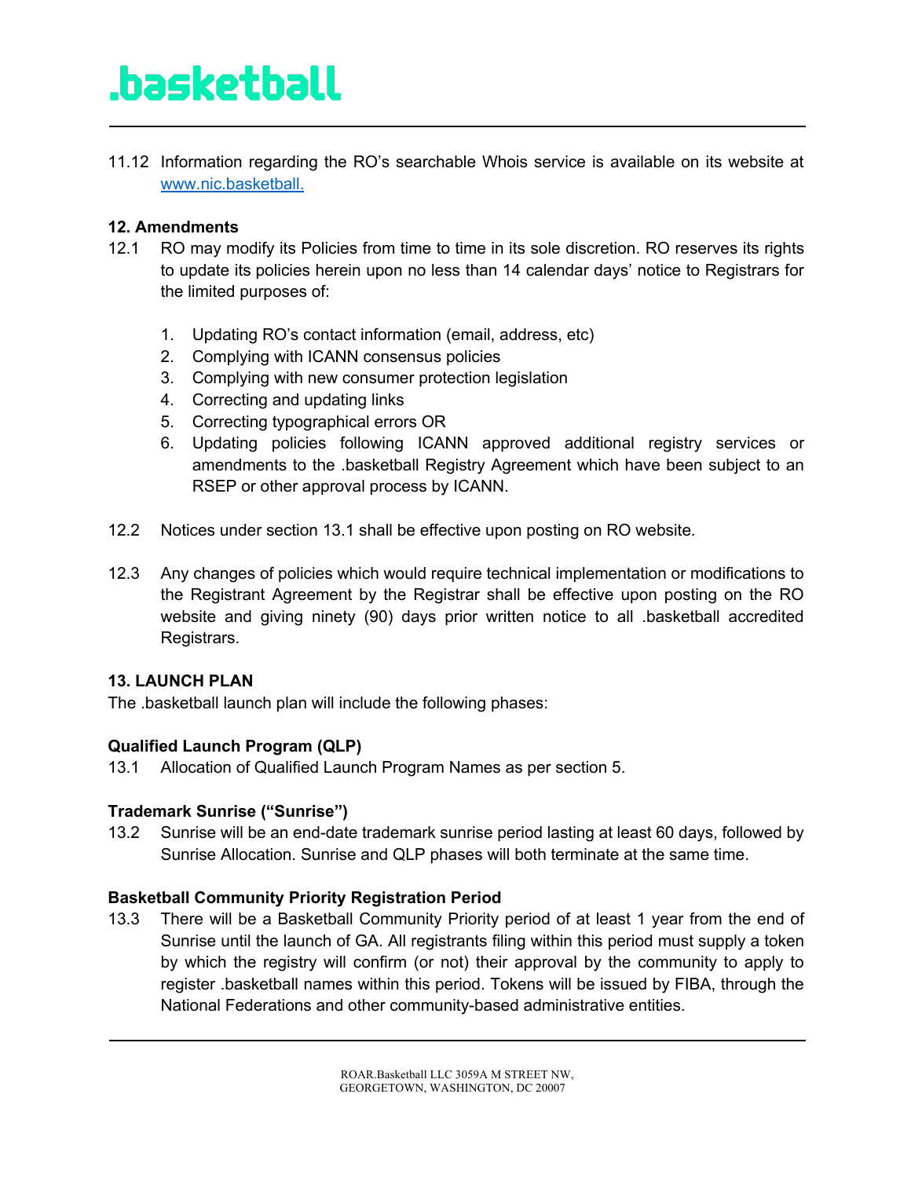11.12 Information regarding the RO's searchable Whois service is available on its website at [www.nic.basketball.](http://www.nic.basketball)

**12. Amendments**

12.1 RO may modify its Policies from time to time in its sole discretion. RO reserves its rights to update its policies herein upon no less than 14 calendar days' notice to Registrars for the limited purposes of:

1. Updating RO's contact information (email, address, etc)
2. Complying with ICANN consensus policies
3. Complying with new consumer protection legislation
4. Correcting and updating links
5. Correcting typographical errors OR
6. Updating policies following ICANN approved additional registry services or amendments to the .basketball Registry Agreement which have been subject to an RSEP or other approval process by ICANN.

12.2 Notices under section 13.1 shall be effective upon posting on RO website.

12.3 Any changes of policies which would require technical implementation or modifications to the Registrant Agreement by the Registrar shall be effective upon posting on the RO website and giving ninety (90) days prior written notice to all .basketball accredited Registrars.

**13. LAUNCH PLAN**

The .basketball launch plan will include the following phases:

**Qualified Launch Program (QLP)**

13.1 Allocation of Qualified Launch Program Names as per section 5.

**Trademark Sunrise ("Sunrise")**

13.2 Sunrise will be an end-date trademark sunrise period lasting at least 60 days, followed by Sunrise Allocation. Sunrise and QLP phases will both terminate at the same time.

**Basketball Community Priority Registration Period**

13.3 There will be a Basketball Community Priority period of at least 1 year from the end of Sunrise until the launch of GA. All registrants filing within this period must supply a token by which the registry will confirm (or not) their approval by the community to apply to register .basketball names within this period. Tokens will be issued by FIBA, through the National Federations and other community-based administrative entities.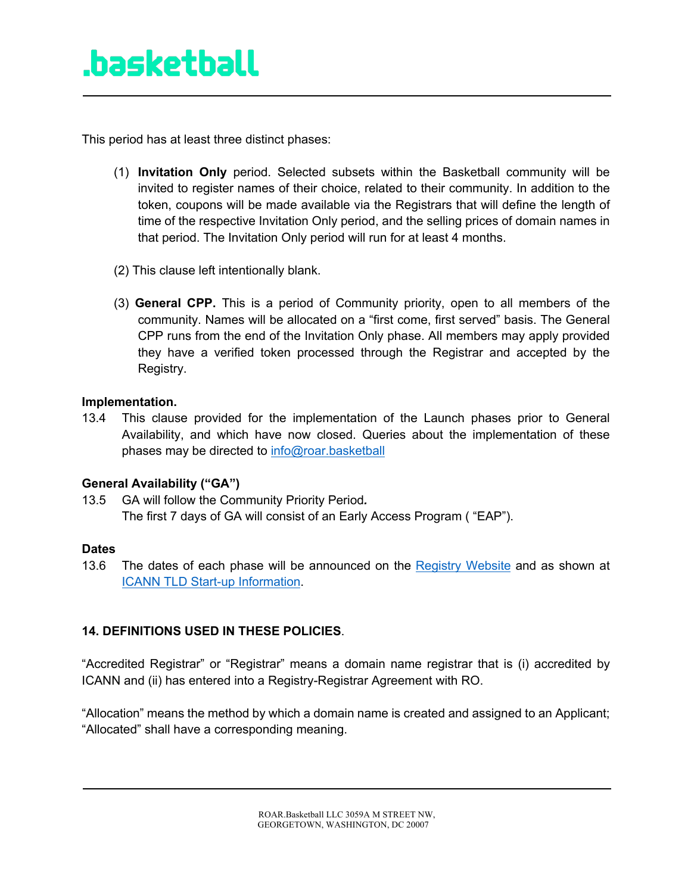This period has at least three distinct phases:

(1) **Invitation Only** period. Selected subsets within the Basketball community will be invited to register names of their choice, related to their community. In addition to the token, coupons will be made available via the Registrars that will define the length of time of the respective Invitation Only period, and the selling prices of domain names in that period. The Invitation Only period will run for at least 4 months.

(2) This clause left intentionally blank.

(3) **General CPP.** This is a period of Community priority, open to all members of the community. Names will be allocated on a "first come, first served" basis. The General CPP runs from the end of the Invitation Only phase. All members may apply provided they have a verified token processed through the Registrar and accepted by the Registry.

**Implementation.**

13.4 This clause provided for the implementation of the Launch phases prior to General Availability, and which have now closed. Queries about the implementation of these phases may be directed to info@roar.basketball

**General Availability ("GA")**

13.5 GA will follow the Community Priority Period*.*
The first 7 days of GA will consist of an Early Access Program ( "EAP").

**Dates**

13.6 The dates of each phase will be announced on the Registry Website and as shown at ICANN TLD Start-up Information.

**14. DEFINITIONS USED IN THESE POLICIES**.

"Accredited Registrar" or "Registrar" means a domain name registrar that is (i) accredited by ICANN and (ii) has entered into a Registry-Registrar Agreement with RO.

"Allocation" means the method by which a domain name is created and assigned to an Applicant; "Allocated" shall have a corresponding meaning.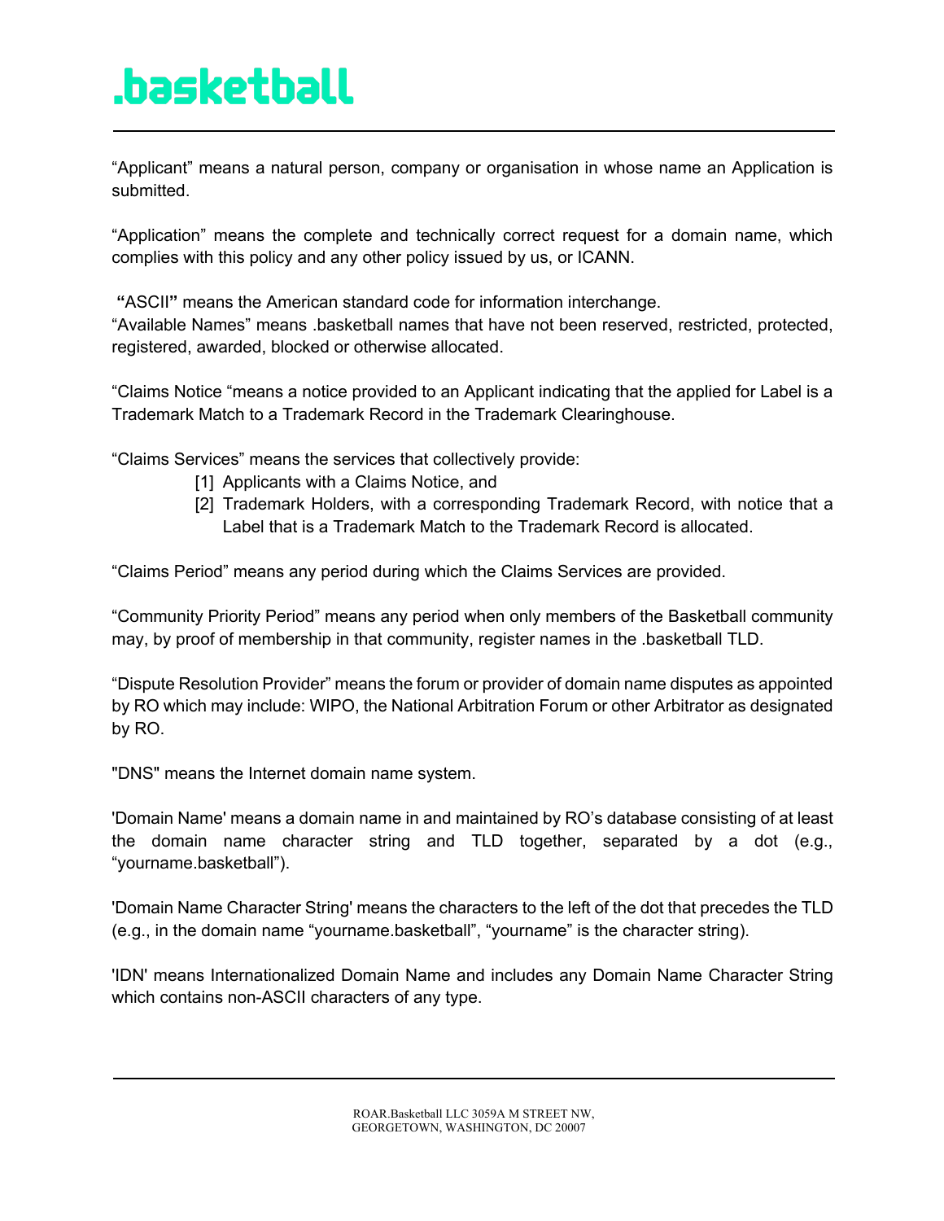“Applicant” means a natural person, company or organisation in whose name an Application is submitted.

“Application” means the complete and technically correct request for a domain name, which complies with this policy and any other policy issued by us, or ICANN.

**“**ASCII**”** means the American standard code for information interchange.
“Available Names” means .basketball names that have not been reserved, restricted, protected, registered, awarded, blocked or otherwise allocated.

“Claims Notice “means a notice provided to an Applicant indicating that the applied for Label is a Trademark Match to a Trademark Record in the Trademark Clearinghouse.

“Claims Services” means the services that collectively provide:

[1] Applicants with a Claims Notice, and

[2] Trademark Holders, with a corresponding Trademark Record, with notice that a Label that is a Trademark Match to the Trademark Record is allocated.

“Claims Period” means any period during which the Claims Services are provided.

“Community Priority Period” means any period when only members of the Basketball community may, by proof of membership in that community, register names in the .basketball TLD.

“Dispute Resolution Provider” means the forum or provider of domain name disputes as appointed by RO which may include: WIPO, the National Arbitration Forum or other Arbitrator as designated by RO.

"DNS" means the Internet domain name system.

'Domain Name' means a domain name in and maintained by RO’s database consisting of at least the domain name character string and TLD together, separated by a dot (e.g., “yourname.basketball”).

'Domain Name Character String' means the characters to the left of the dot that precedes the TLD (e.g., in the domain name “yourname.basketball”, “yourname” is the character string).

'IDN' means Internationalized Domain Name and includes any Domain Name Character String which contains non-ASCII characters of any type.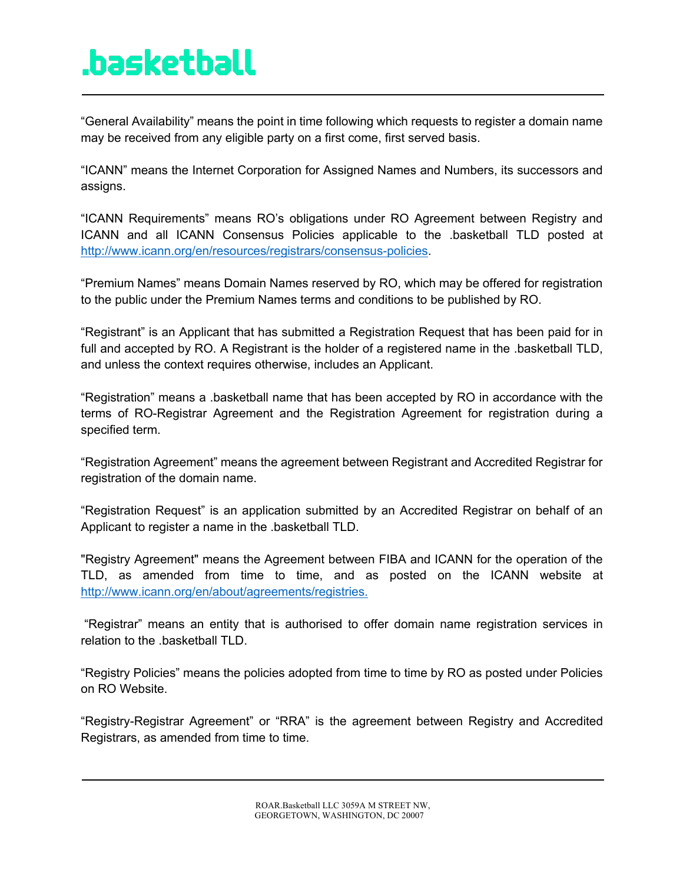“General Availability” means the point in time following which requests to register a domain name may be received from any eligible party on a first come, first served basis.

“ICANN” means the Internet Corporation for Assigned Names and Numbers, its successors and assigns.

“ICANN Requirements” means RO’s obligations under RO Agreement between Registry and ICANN and all ICANN Consensus Policies applicable to the .basketball TLD posted at http://www.icann.org/en/resources/registrars/consensus-policies.

“Premium Names” means Domain Names reserved by RO, which may be offered for registration to the public under the Premium Names terms and conditions to be published by RO.

“Registrant” is an Applicant that has submitted a Registration Request that has been paid for in full and accepted by RO. A Registrant is the holder of a registered name in the .basketball TLD, and unless the context requires otherwise, includes an Applicant.

“Registration” means a .basketball name that has been accepted by RO in accordance with the terms of RO-Registrar Agreement and the Registration Agreement for registration during a specified term.

“Registration Agreement” means the agreement between Registrant and Accredited Registrar for registration of the domain name.

“Registration Request” is an application submitted by an Accredited Registrar on behalf of an Applicant to register a name in the .basketball TLD.

"Registry Agreement" means the Agreement between FIBA and ICANN for the operation of the TLD, as amended from time to time, and as posted on the ICANN website at http://www.icann.org/en/about/agreements/registries.

“Registrar” means an entity that is authorised to offer domain name registration services in relation to the .basketball TLD.

“Registry Policies” means the policies adopted from time to time by RO as posted under Policies on RO Website.

“Registry-Registrar Agreement” or “RRA” is the agreement between Registry and Accredited Registrars, as amended from time to time.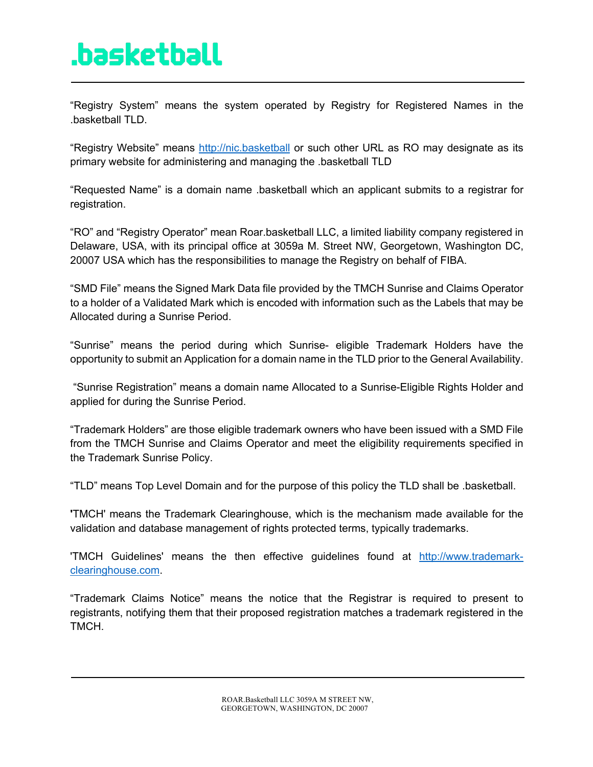“Registry System” means the system operated by Registry for Registered Names in the .basketball TLD.

“Registry Website” means http://nic.basketball or such other URL as RO may designate as its primary website for administering and managing the .basketball TLD

“Requested Name” is a domain name .basketball which an applicant submits to a registrar for registration.

“RO” and “Registry Operator” mean Roar.basketball LLC, a limited liability company registered in Delaware, USA, with its principal office at 3059a M. Street NW, Georgetown, Washington DC, 20007 USA which has the responsibilities to manage the Registry on behalf of FIBA.

“SMD File” means the Signed Mark Data file provided by the TMCH Sunrise and Claims Operator to a holder of a Validated Mark which is encoded with information such as the Labels that may be Allocated during a Sunrise Period.

“Sunrise” means the period during which Sunrise- eligible Trademark Holders have the opportunity to submit an Application for a domain name in the TLD prior to the General Availability.

“Sunrise Registration” means a domain name Allocated to a Sunrise-Eligible Rights Holder and applied for during the Sunrise Period.

“Trademark Holders” are those eligible trademark owners who have been issued with a SMD File from the TMCH Sunrise and Claims Operator and meet the eligibility requirements specified in the Trademark Sunrise Policy.

“TLD” means Top Level Domain and for the purpose of this policy the TLD shall be .basketball.

'TMCH' means the Trademark Clearinghouse, which is the mechanism made available for the validation and database management of rights protected terms, typically trademarks.

'TMCH Guidelines' means the then effective guidelines found at http://www.trademark-clearinghouse.com.

“Trademark Claims Notice” means the notice that the Registrar is required to present to registrants, notifying them that their proposed registration matches a trademark registered in the TMCH.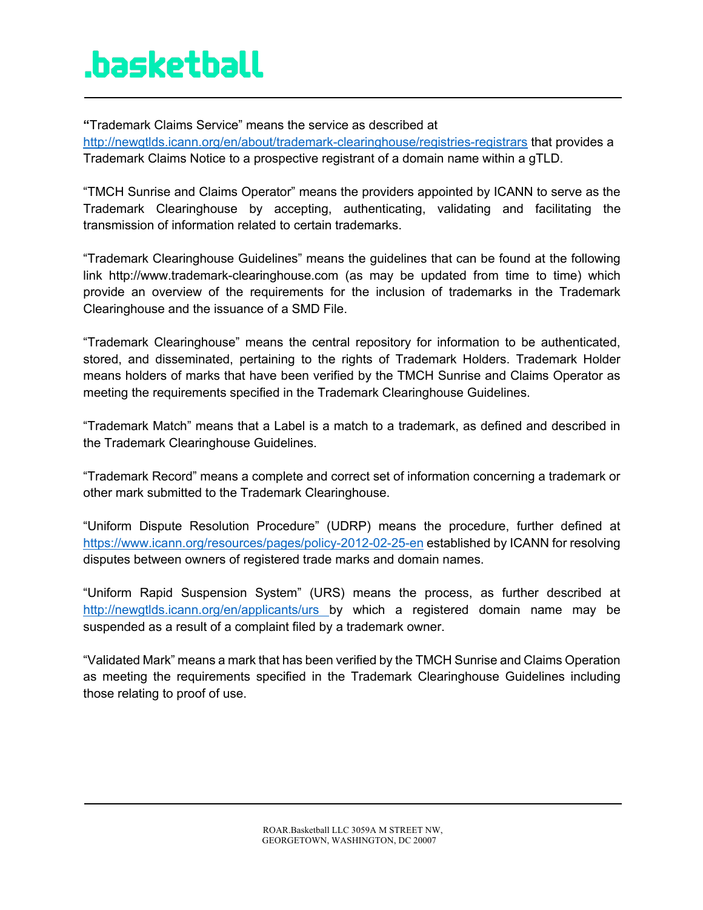"Trademark Claims Service" means the service as described at [http://newgtlds.icann.org/en/about/trademark-clearinghouse/registries-registrars](http://newgtlds.icann.org/en/about/trademark-clearinghouse/registries-registrars) that provides a Trademark Claims Notice to a prospective registrant of a domain name within a gTLD.

"TMCH Sunrise and Claims Operator" means the providers appointed by ICANN to serve as the Trademark Clearinghouse by accepting, authenticating, validating and facilitating the transmission of information related to certain trademarks.

"Trademark Clearinghouse Guidelines" means the guidelines that can be found at the following link http://www.trademark-clearinghouse.com (as may be updated from time to time) which provide an overview of the requirements for the inclusion of trademarks in the Trademark Clearinghouse and the issuance of a SMD File.

"Trademark Clearinghouse" means the central repository for information to be authenticated, stored, and disseminated, pertaining to the rights of Trademark Holders. Trademark Holder means holders of marks that have been verified by the TMCH Sunrise and Claims Operator as meeting the requirements specified in the Trademark Clearinghouse Guidelines.

"Trademark Match" means that a Label is a match to a trademark, as defined and described in the Trademark Clearinghouse Guidelines.

"Trademark Record" means a complete and correct set of information concerning a trademark or other mark submitted to the Trademark Clearinghouse.

"Uniform Dispute Resolution Procedure" (UDRP) means the procedure, further defined at [https://www.icann.org/resources/pages/policy-2012-02-25-en](https://www.icann.org/resources/pages/policy-2012-02-25-en) established by ICANN for resolving disputes between owners of registered trade marks and domain names.

"Uniform Rapid Suspension System" (URS) means the process, as further described at [http://newgtlds.icann.org/en/applicants/urs](http://newgtlds.icann.org/en/applicants/urs) by which a registered domain name may be suspended as a result of a complaint filed by a trademark owner.

"Validated Mark" means a mark that has been verified by the TMCH Sunrise and Claims Operation as meeting the requirements specified in the Trademark Clearinghouse Guidelines including those relating to proof of use.